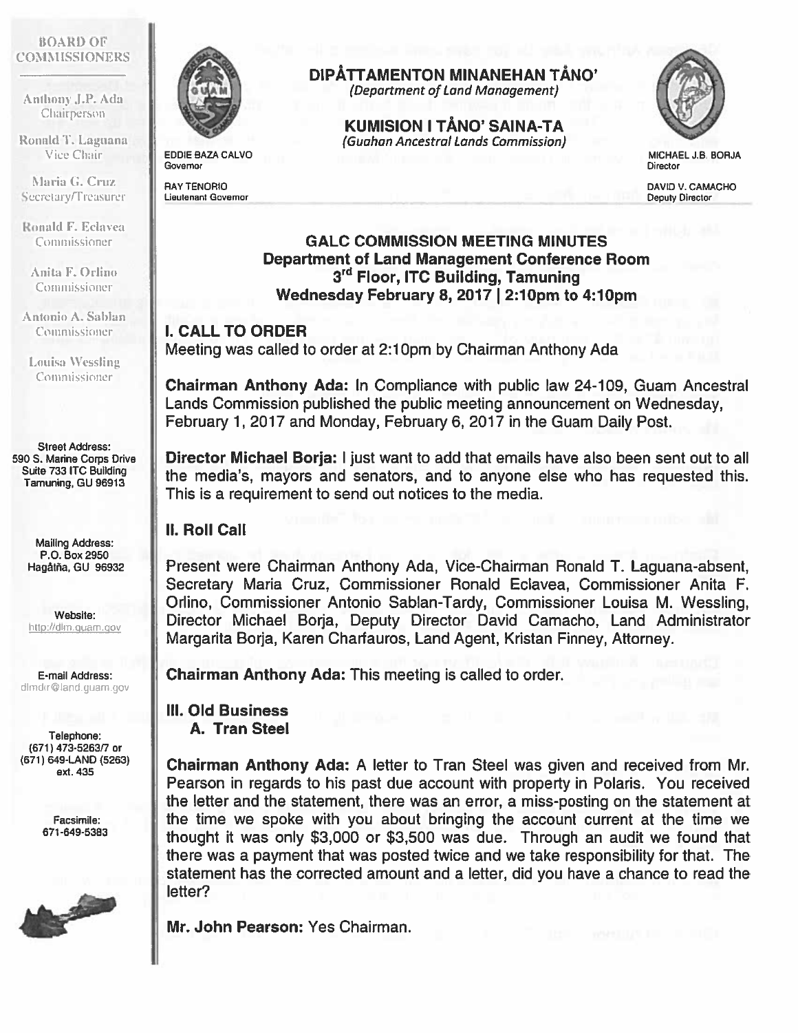**BOARD OF COMMISSIONERS**

Anthony J.P. Ada
Chairperson

Ronald T. Laguana
Vice Chair

Maria G. Cruz
Secretary/Treasurer

Ronald F. Eclavea
Commissioner

Anita F. Orlino
Commissioner

Antonio A. Sablan
Commissioner

Louisa Wessling
Commissioner

Street Address:
590 S. Marine Corps Drive
Suite 733 ITC Building
Tamuning, GU 96913

Mailing Address:
P.O. Box 2950
Hagåtña, GU 96932

Website:
http://dlm.guam.gov

E-mail Address:
dlmdir@land.guam.gov

Telephone:
(671) 473-5263/7 or
(671) 649-LAND (5263)
ext. 435

Facsimile:
671-649-5383

**DIPÅTTAMENTON MINANEHAN TÅNO'**
*(Department of Land Management)*

**KUMISION I TÅNO' SAINA-TA**
*(Guahan Ancestral Lands Commission)*

EDDIE BAZA CALVO
Governor

RAY TENORIO
Lieutenant Governor

MICHAEL J.B. BORJA
Director

DAVID V. CAMACHO
Deputy Director

**GALC COMMISSION MEETING MINUTES**
**Department of Land Management Conference Room**
**3rd Floor, ITC Building, Tamuning**
**Wednesday February 8, 2017 | 2:10pm to 4:10pm**

## I. CALL TO ORDER

Meeting was called to order at 2:10pm by Chairman Anthony Ada

**Chairman Anthony Ada:** In Compliance with public law 24-109, Guam Ancestral Lands Commission published the public meeting announcement on Wednesday, February 1, 2017 and Monday, February 6, 2017 in the Guam Daily Post.

**Director Michael Borja:** I just want to add that emails have also been sent out to all the media's, mayors and senators, and to anyone else who has requested this. This is a requirement to send out notices to the media.

## II. Roll Call

Present were Chairman Anthony Ada, Vice-Chairman Ronald T. Laguana-absent, Secretary Maria Cruz, Commissioner Ronald Eclavea, Commissioner Anita F. Orlino, Commissioner Antonio Sablan-Tardy, Commissioner Louisa M. Wessling, Director Michael Borja, Deputy Director David Camacho, Land Administrator Margarita Borja, Karen Charfauros, Land Agent, Kristan Finney, Attorney.

**Chairman Anthony Ada:** This meeting is called to order.

## III. Old Business

### A. Tran Steel

**Chairman Anthony Ada:** A letter to Tran Steel was given and received from Mr. Pearson in regards to his past due account with property in Polaris. You received the letter and the statement, there was an error, a miss-posting on the statement at the time we spoke with you about bringing the account current at the time we thought it was only $3,000 or $3,500 was due. Through an audit we found that there was a payment that was posted twice and we take responsibility for that. The statement has the corrected amount and a letter, did you have a chance to read the letter?

**Mr. John Pearson:** Yes Chairman.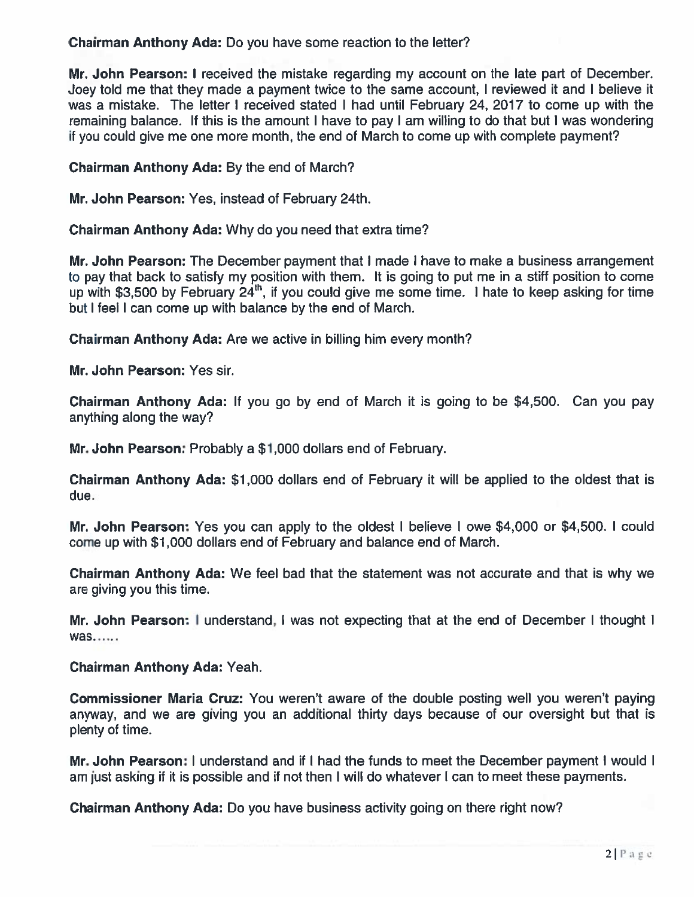**Chairman Anthony Ada:** Do you have some reaction to the letter?

**Mr. John Pearson:** I received the mistake regarding my account on the late part of December. Joey told me that they made a payment twice to the same account, I reviewed it and I believe it was a mistake. The letter I received stated I had until February 24, 2017 to come up with the remaining balance. If this is the amount I have to pay I am willing to do that but I was wondering if you could give me one more month, the end of March to come up with complete payment?

**Chairman Anthony Ada:** By the end of March?

**Mr. John Pearson:** Yes, instead of February 24th.

**Chairman Anthony Ada:** Why do you need that extra time?

**Mr. John Pearson:** The December payment that I made I have to make a business arrangement to pay that back to satisfy my position with them. It is going to put me in a stiff position to come up with $3,500 by February 24th, if you could give me some time. I hate to keep asking for time but I feel I can come up with balance by the end of March.

**Chairman Anthony Ada:** Are we active in billing him every month?

**Mr. John Pearson:** Yes sir.

**Chairman Anthony Ada:** If you go by end of March it is going to be $4,500. Can you pay anything along the way?

**Mr. John Pearson:** Probably a $1,000 dollars end of February.

**Chairman Anthony Ada:** $1,000 dollars end of February it will be applied to the oldest that is due.

**Mr. John Pearson:** Yes you can apply to the oldest I believe I owe $4,000 or $4,500. I could come up with $1,000 dollars end of February and balance end of March.

**Chairman Anthony Ada:** We feel bad that the statement was not accurate and that is why we are giving you this time.

**Mr. John Pearson:** I understand, I was not expecting that at the end of December I thought I was……

**Chairman Anthony Ada:** Yeah.

**Commissioner Maria Cruz:** You weren't aware of the double posting well you weren't paying anyway, and we are giving you an additional thirty days because of our oversight but that is plenty of time.

**Mr. John Pearson:** I understand and if I had the funds to meet the December payment I would I am just asking if it is possible and if not then I will do whatever I can to meet these payments.

**Chairman Anthony Ada:** Do you have business activity going on there right now?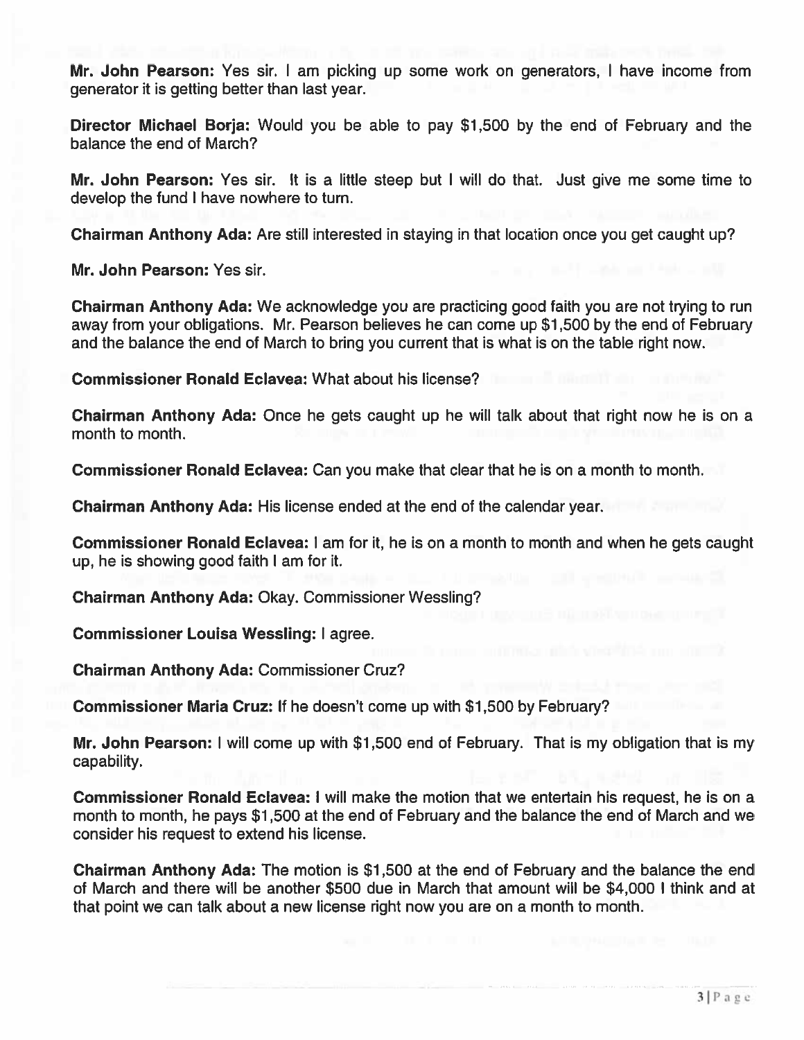**Mr. John Pearson:** Yes sir. I am picking up some work on generators, I have income from generator it is getting better than last year.

**Director Michael Borja:** Would you be able to pay $1,500 by the end of February and the balance the end of March?

**Mr. John Pearson:** Yes sir. It is a little steep but I will do that. Just give me some time to develop the fund I have nowhere to turn.

**Chairman Anthony Ada:** Are still interested in staying in that location once you get caught up?

**Mr. John Pearson:** Yes sir.

**Chairman Anthony Ada:** We acknowledge you are practicing good faith you are not trying to run away from your obligations. Mr. Pearson believes he can come up $1,500 by the end of February and the balance the end of March to bring you current that is what is on the table right now.

**Commissioner Ronald Eclavea:** What about his license?

**Chairman Anthony Ada:** Once he gets caught up he will talk about that right now he is on a month to month.

**Commissioner Ronald Eclavea:** Can you make that clear that he is on a month to month.

**Chairman Anthony Ada:** His license ended at the end of the calendar year.

**Commissioner Ronald Eclavea:** I am for it, he is on a month to month and when he gets caught up, he is showing good faith I am for it.

**Chairman Anthony Ada:** Okay. Commissioner Wessling?

**Commissioner Louisa Wessling:** I agree.

**Chairman Anthony Ada:** Commissioner Cruz?

**Commissioner Maria Cruz:** If he doesn't come up with $1,500 by February?

**Mr. John Pearson:** I will come up with $1,500 end of February. That is my obligation that is my capability.

**Commissioner Ronald Eclavea:** I will make the motion that we entertain his request, he is on a month to month, he pays $1,500 at the end of February and the balance the end of March and we consider his request to extend his license.

**Chairman Anthony Ada:** The motion is $1,500 at the end of February and the balance the end of March and there will be another $500 due in March that amount will be $4,000 I think and at that point we can talk about a new license right now you are on a month to month.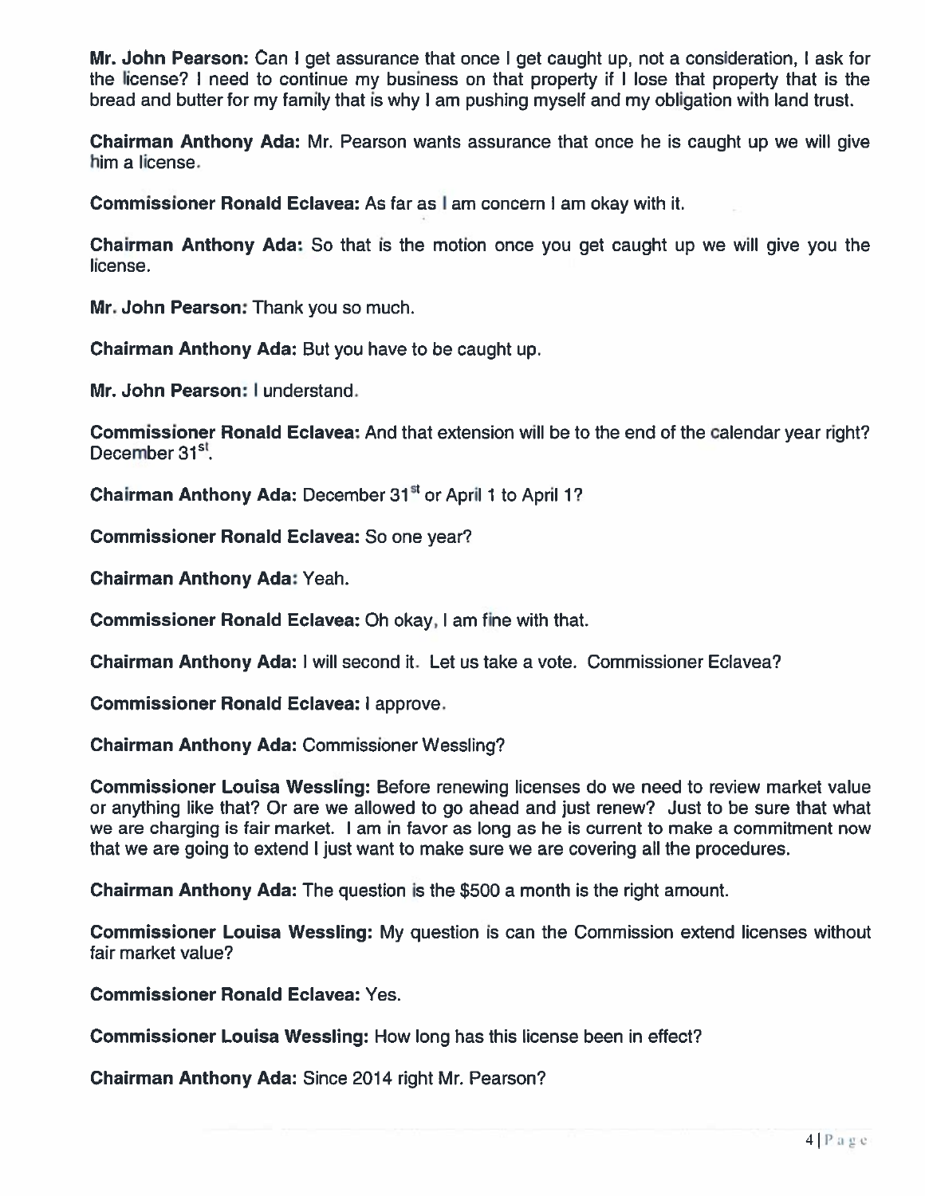**Mr. John Pearson:** Can I get assurance that once I get caught up, not a consideration, I ask for the license? I need to continue my business on that property if I lose that property that is the bread and butter for my family that is why I am pushing myself and my obligation with land trust.

**Chairman Anthony Ada:** Mr. Pearson wants assurance that once he is caught up we will give him a license.

**Commissioner Ronald Eclavea:** As far as I am concern I am okay with it.

**Chairman Anthony Ada:** So that is the motion once you get caught up we will give you the license.

**Mr. John Pearson:** Thank you so much.

**Chairman Anthony Ada:** But you have to be caught up.

**Mr. John Pearson:** I understand.

**Commissioner Ronald Eclavea:** And that extension will be to the end of the calendar year right? December 31st.

**Chairman Anthony Ada:** December 31st or April 1 to April 1?

**Commissioner Ronald Eclavea:** So one year?

**Chairman Anthony Ada:** Yeah.

**Commissioner Ronald Eclavea:** Oh okay, I am fine with that.

**Chairman Anthony Ada:** I will second it. Let us take a vote. Commissioner Eclavea?

**Commissioner Ronald Eclavea:** I approve.

**Chairman Anthony Ada:** Commissioner Wessling?

**Commissioner Louisa Wessling:** Before renewing licenses do we need to review market value or anything like that? Or are we allowed to go ahead and just renew? Just to be sure that what we are charging is fair market. I am in favor as long as he is current to make a commitment now that we are going to extend I just want to make sure we are covering all the procedures.

**Chairman Anthony Ada:** The question is the $500 a month is the right amount.

**Commissioner Louisa Wessling:** My question is can the Commission extend licenses without fair market value?

**Commissioner Ronald Eclavea:** Yes.

**Commissioner Louisa Wessling:** How long has this license been in effect?

**Chairman Anthony Ada:** Since 2014 right Mr. Pearson?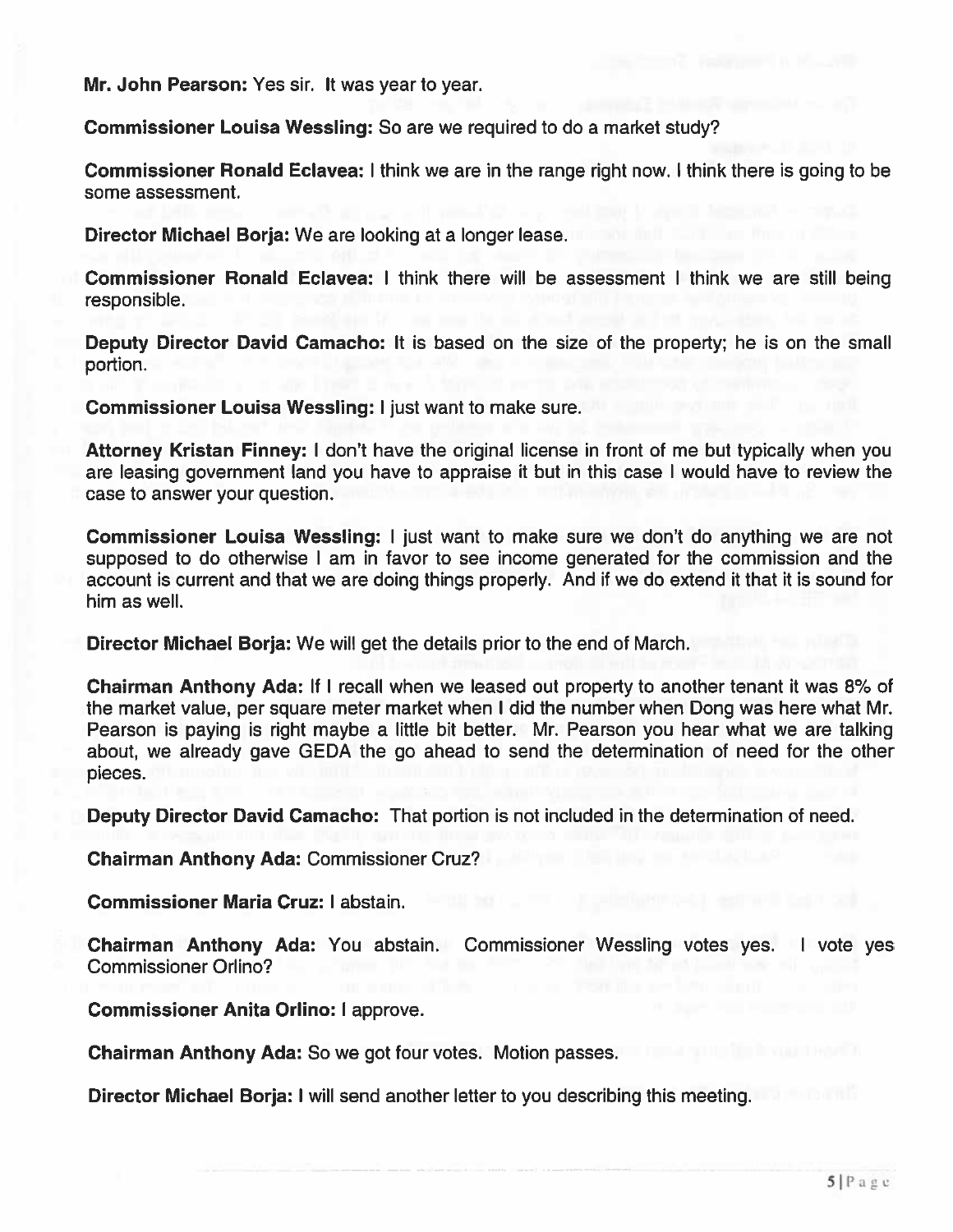**Mr. John Pearson:** Yes sir. It was year to year.

**Commissioner Louisa Wessling:** So are we required to do a market study?

**Commissioner Ronald Eclavea:** I think we are in the range right now. I think there is going to be some assessment.

**Director Michael Borja:** We are looking at a longer lease.

**Commissioner Ronald Eclavea:** I think there will be assessment I think we are still being responsible.

**Deputy Director David Camacho:** It is based on the size of the property; he is on the small portion.

**Commissioner Louisa Wessling:** I just want to make sure.

**Attorney Kristan Finney:** I don't have the original license in front of me but typically when you are leasing government land you have to appraise it but in this case I would have to review the case to answer your question.

**Commissioner Louisa Wessling:** I just want to make sure we don't do anything we are not supposed to do otherwise I am in favor to see income generated for the commission and the account is current and that we are doing things properly. And if we do extend it that it is sound for him as well.

**Director Michael Borja:** We will get the details prior to the end of March.

**Chairman Anthony Ada:** If I recall when we leased out property to another tenant it was 8% of the market value, per square meter market when I did the number when Dong was here what Mr. Pearson is paying is right maybe a little bit better. Mr. Pearson you hear what we are talking about, we already gave GEDA the go ahead to send the determination of need for the other pieces.

**Deputy Director David Camacho:** That portion is not included in the determination of need.

**Chairman Anthony Ada:** Commissioner Cruz?

**Commissioner Maria Cruz:** I abstain.

**Chairman Anthony Ada:** You abstain. Commissioner Wessling votes yes. I vote yes Commissioner Orlino?

**Commissioner Anita Orlino:** I approve.

**Chairman Anthony Ada:** So we got four votes. Motion passes.

**Director Michael Borja:** I will send another letter to you describing this meeting.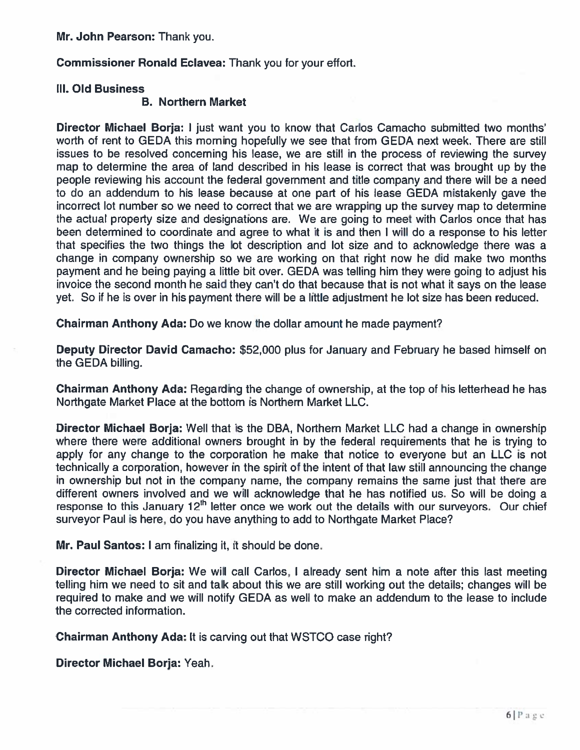**Mr. John Pearson:** Thank you.

**Commissioner Ronald Eclavea:** Thank you for your effort.

**III. Old Business**

**B. Northern Market**

**Director Michael Borja:** I just want you to know that Carlos Camacho submitted two months' worth of rent to GEDA this morning hopefully we see that from GEDA next week. There are still issues to be resolved concerning his lease, we are still in the process of reviewing the survey map to determine the area of land described in his lease is correct that was brought up by the people reviewing his account the federal government and title company and there will be a need to do an addendum to his lease because at one part of his lease GEDA mistakenly gave the incorrect lot number so we need to correct that we are wrapping up the survey map to determine the actual property size and designations are. We are going to meet with Carlos once that has been determined to coordinate and agree to what it is and then I will do a response to his letter that specifies the two things the lot description and lot size and to acknowledge there was a change in company ownership so we are working on that right now he did make two months payment and he being paying a little bit over. GEDA was telling him they were going to adjust his invoice the second month he said they can't do that because that is not what it says on the lease yet. So if he is over in his payment there will be a little adjustment he lot size has been reduced.

**Chairman Anthony Ada:** Do we know the dollar amount he made payment?

**Deputy Director David Camacho:** $52,000 plus for January and February he based himself on the GEDA billing.

**Chairman Anthony Ada:** Regarding the change of ownership, at the top of his letterhead he has Northgate Market Place at the bottom is Northern Market LLC.

**Director Michael Borja:** Well that is the DBA, Northern Market LLC had a change in ownership where there were additional owners brought in by the federal requirements that he is trying to apply for any change to the corporation he make that notice to everyone but an LLC is not technically a corporation, however in the spirit of the intent of that law still announcing the change in ownership but not in the company name, the company remains the same just that there are different owners involved and we will acknowledge that he has notified us. So will be doing a response to this January 12th letter once we work out the details with our surveyors. Our chief surveyor Paul is here, do you have anything to add to Northgate Market Place?

**Mr. Paul Santos:** I am finalizing it, it should be done.

**Director Michael Borja:** We will call Carlos, I already sent him a note after this last meeting telling him we need to sit and talk about this we are still working out the details; changes will be required to make and we will notify GEDA as well to make an addendum to the lease to include the corrected information.

**Chairman Anthony Ada:** It is carving out that WSTCO case right?

**Director Michael Borja:** Yeah.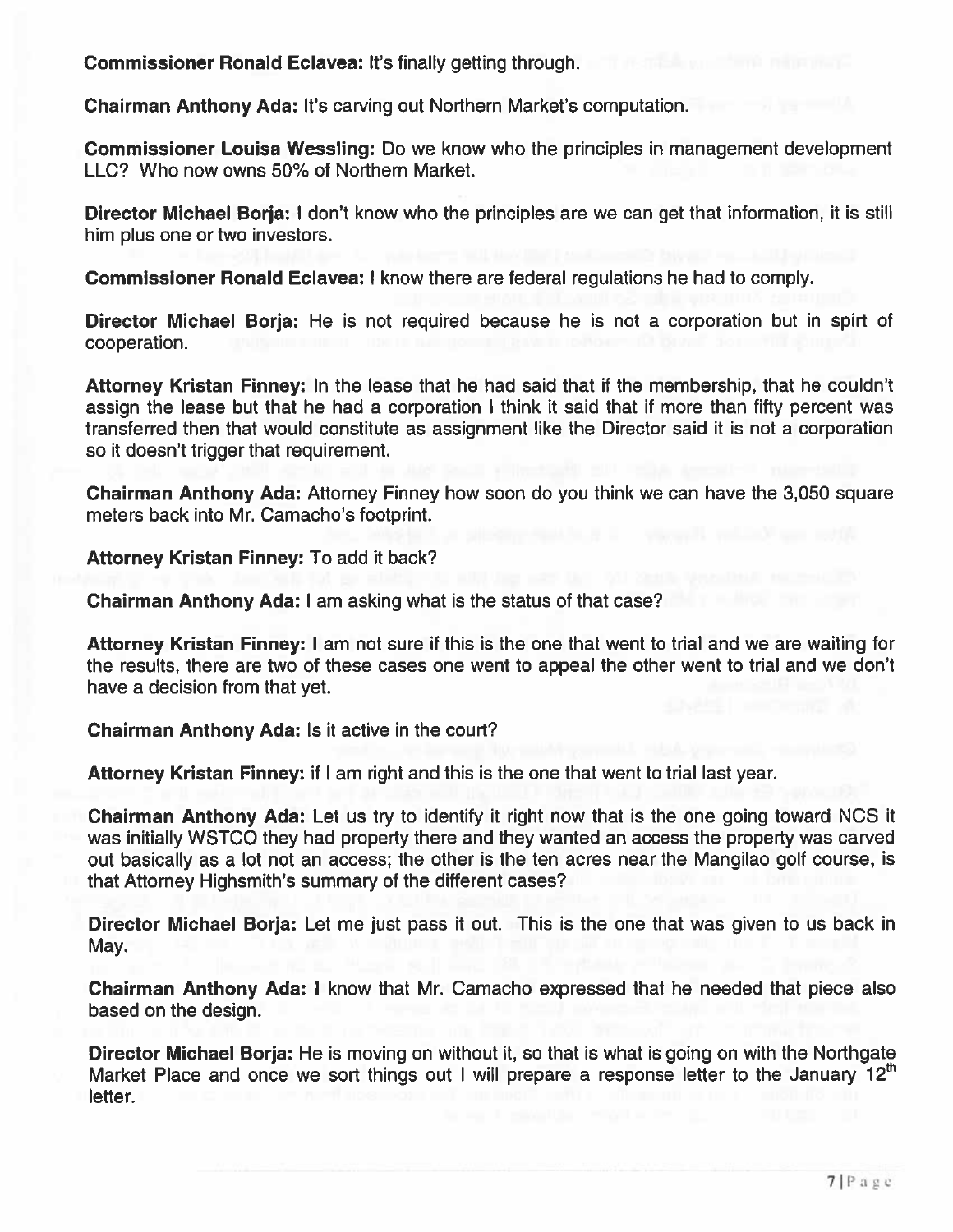**Commissioner Ronald Eclavea:** It's finally getting through.

**Chairman Anthony Ada:** It's carving out Northern Market's computation.

**Commissioner Louisa Wessling:** Do we know who the principles in management development LLC? Who now owns 50% of Northern Market.

**Director Michael Borja:** I don't know who the principles are we can get that information, it is still him plus one or two investors.

**Commissioner Ronald Eclavea:** I know there are federal regulations he had to comply.

**Director Michael Borja:** He is not required because he is not a corporation but in spirt of cooperation.

**Attorney Kristan Finney:** In the lease that he had said that if the membership, that he couldn't assign the lease but that he had a corporation I think it said that if more than fifty percent was transferred then that would constitute as assignment like the Director said it is not a corporation so it doesn't trigger that requirement.

**Chairman Anthony Ada:** Attorney Finney how soon do you think we can have the 3,050 square meters back into Mr. Camacho's footprint.

**Attorney Kristan Finney:** To add it back?

**Chairman Anthony Ada:** I am asking what is the status of that case?

**Attorney Kristan Finney:** I am not sure if this is the one that went to trial and we are waiting for the results, there are two of these cases one went to appeal the other went to trial and we don't have a decision from that yet.

**Chairman Anthony Ada:** Is it active in the court?

**Attorney Kristan Finney:** if I am right and this is the one that went to trial last year.

**Chairman Anthony Ada:** Let us try to identify it right now that is the one going toward NCS it was initially WSTCO they had property there and they wanted an access the property was carved out basically as a lot not an access; the other is the ten acres near the Mangilao golf course, is that Attorney Highsmith's summary of the different cases?

**Director Michael Borja:** Let me just pass it out. This is the one that was given to us back in May.

**Chairman Anthony Ada:** I know that Mr. Camacho expressed that he needed that piece also based on the design.

**Director Michael Borja:** He is moving on without it, so that is what is going on with the Northgate Market Place and once we sort things out I will prepare a response letter to the January 12[th] letter.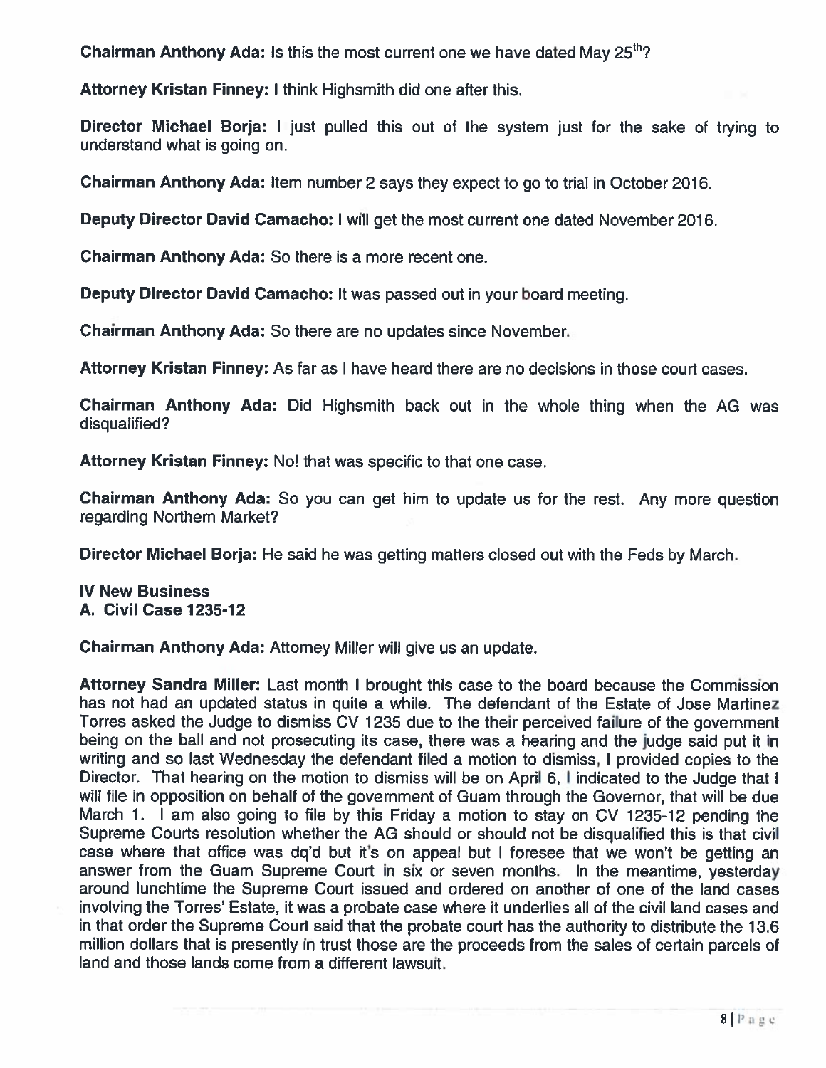**Chairman Anthony Ada:** Is this the most current one we have dated May 25th?

**Attorney Kristan Finney:** I think Highsmith did one after this.

**Director Michael Borja:** I just pulled this out of the system just for the sake of trying to understand what is going on.

**Chairman Anthony Ada:** Item number 2 says they expect to go to trial in October 2016.

**Deputy Director David Camacho:** I will get the most current one dated November 2016.

**Chairman Anthony Ada:** So there is a more recent one.

**Deputy Director David Camacho:** It was passed out in your board meeting.

**Chairman Anthony Ada:** So there are no updates since November.

**Attorney Kristan Finney:** As far as I have heard there are no decisions in those court cases.

**Chairman Anthony Ada:** Did Highsmith back out in the whole thing when the AG was disqualified?

**Attorney Kristan Finney:** No! that was specific to that one case.

**Chairman Anthony Ada:** So you can get him to update us for the rest. Any more question regarding Northern Market?

**Director Michael Borja:** He said he was getting matters closed out with the Feds by March.

**IV New Business**
**A. Civil Case 1235-12**

**Chairman Anthony Ada:** Attorney Miller will give us an update.

**Attorney Sandra Miller:** Last month I brought this case to the board because the Commission has not had an updated status in quite a while. The defendant of the Estate of Jose Martinez Torres asked the Judge to dismiss CV 1235 due to the their perceived failure of the government being on the ball and not prosecuting its case, there was a hearing and the judge said put it in writing and so last Wednesday the defendant filed a motion to dismiss, I provided copies to the Director. That hearing on the motion to dismiss will be on April 6, I indicated to the Judge that I will file in opposition on behalf of the government of Guam through the Governor, that will be due March 1. I am also going to file by this Friday a motion to stay on CV 1235-12 pending the Supreme Courts resolution whether the AG should or should not be disqualified this is that civil case where that office was dq'd but it's on appeal but I foresee that we won't be getting an answer from the Guam Supreme Court in six or seven months. In the meantime, yesterday around lunchtime the Supreme Court issued and ordered on another of one of the land cases involving the Torres' Estate, it was a probate case where it underlies all of the civil land cases and in that order the Supreme Court said that the probate court has the authority to distribute the 13.6 million dollars that is presently in trust those are the proceeds from the sales of certain parcels of land and those lands come from a different lawsuit.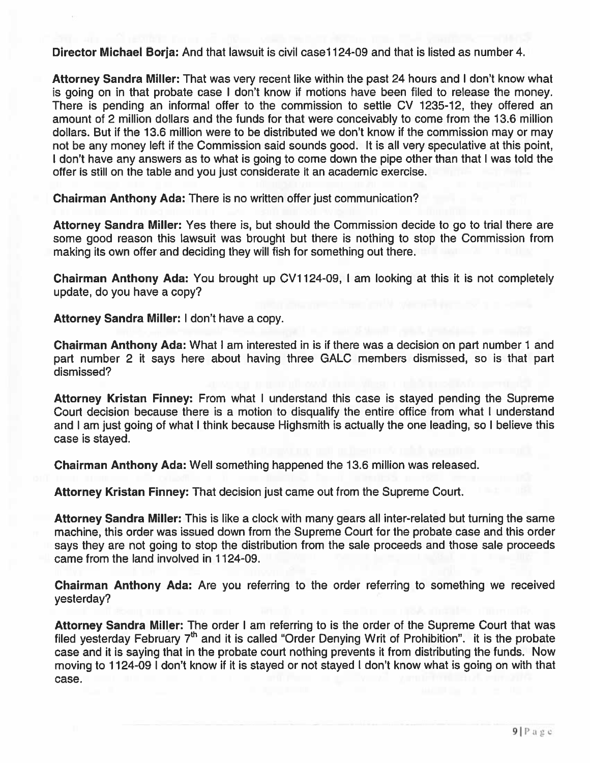**Director Michael Borja:** And that lawsuit is civil case1124-09 and that is listed as number 4.

**Attorney Sandra Miller:** That was very recent like within the past 24 hours and I don't know what is going on in that probate case I don't know if motions have been filed to release the money. There is pending an informal offer to the commission to settle CV 1235-12, they offered an amount of 2 million dollars and the funds for that were conceivably to come from the 13.6 million dollars. But if the 13.6 million were to be distributed we don't know if the commission may or may not be any money left if the Commission said sounds good. It is all very speculative at this point, I don't have any answers as to what is going to come down the pipe other than that I was told the offer is still on the table and you just considerate it an academic exercise.

**Chairman Anthony Ada:** There is no written offer just communication?

**Attorney Sandra Miller:** Yes there is, but should the Commission decide to go to trial there are some good reason this lawsuit was brought but there is nothing to stop the Commission from making its own offer and deciding they will fish for something out there.

**Chairman Anthony Ada:** You brought up CV1124-09, I am looking at this it is not completely update, do you have a copy?

**Attorney Sandra Miller:** I don't have a copy.

**Chairman Anthony Ada:** What I am interested in is if there was a decision on part number 1 and part number 2 it says here about having three GALC members dismissed, so is that part dismissed?

**Attorney Kristan Finney:** From what I understand this case is stayed pending the Supreme Court decision because there is a motion to disqualify the entire office from what I understand and I am just going of what I think because Highsmith is actually the one leading, so I believe this case is stayed.

**Chairman Anthony Ada:** Well something happened the 13.6 million was released.

**Attorney Kristan Finney:** That decision just came out from the Supreme Court.

**Attorney Sandra Miller:** This is like a clock with many gears all inter-related but turning the same machine, this order was issued down from the Supreme Court for the probate case and this order says they are not going to stop the distribution from the sale proceeds and those sale proceeds came from the land involved in 1124-09.

**Chairman Anthony Ada:** Are you referring to the order referring to something we received yesterday?

**Attorney Sandra Miller:** The order I am referring to is the order of the Supreme Court that was filed yesterday February 7th and it is called "Order Denying Writ of Prohibition". it is the probate case and it is saying that in the probate court nothing prevents it from distributing the funds. Now moving to 1124-09 I don't know if it is stayed or not stayed I don't know what is going on with that case.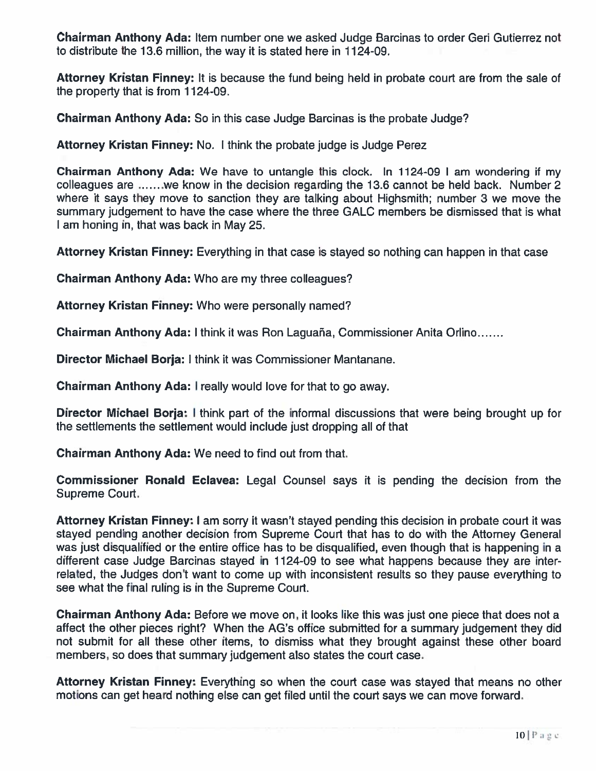**Chairman Anthony Ada:** Item number one we asked Judge Barcinas to order Geri Gutierrez not to distribute the 13.6 million, the way it is stated here in 1124-09.

**Attorney Kristan Finney:** It is because the fund being held in probate court are from the sale of the property that is from 1124-09.

**Chairman Anthony Ada:** So in this case Judge Barcinas is the probate Judge?

**Attorney Kristan Finney:** No. I think the probate judge is Judge Perez

**Chairman Anthony Ada:** We have to untangle this clock. In 1124-09 I am wondering if my colleagues are …….we know in the decision regarding the 13.6 cannot be held back. Number 2 where it says they move to sanction they are talking about Highsmith; number 3 we move the summary judgement to have the case where the three GALC members be dismissed that is what I am honing in, that was back in May 25.

**Attorney Kristan Finney:** Everything in that case is stayed so nothing can happen in that case

**Chairman Anthony Ada:** Who are my three colleagues?

**Attorney Kristan Finney:** Who were personally named?

**Chairman Anthony Ada:** I think it was Ron Laguaña, Commissioner Anita Orlino…….

**Director Michael Borja:** I think it was Commissioner Mantanane.

**Chairman Anthony Ada:** I really would love for that to go away.

**Director Michael Borja:** I think part of the informal discussions that were being brought up for the settlements the settlement would include just dropping all of that

**Chairman Anthony Ada:** We need to find out from that.

**Commissioner Ronald Eclavea:** Legal Counsel says it is pending the decision from the Supreme Court.

**Attorney Kristan Finney:** I am sorry it wasn't stayed pending this decision in probate court it was stayed pending another decision from Supreme Court that has to do with the Attorney General was just disqualified or the entire office has to be disqualified, even though that is happening in a different case Judge Barcinas stayed in 1124-09 to see what happens because they are inter-related, the Judges don't want to come up with inconsistent results so they pause everything to see what the final ruling is in the Supreme Court.

**Chairman Anthony Ada:** Before we move on, it looks like this was just one piece that does not a affect the other pieces right? When the AG's office submitted for a summary judgement they did not submit for all these other items, to dismiss what they brought against these other board members, so does that summary judgement also states the court case.

**Attorney Kristan Finney:** Everything so when the court case was stayed that means no other motions can get heard nothing else can get filed until the court says we can move forward.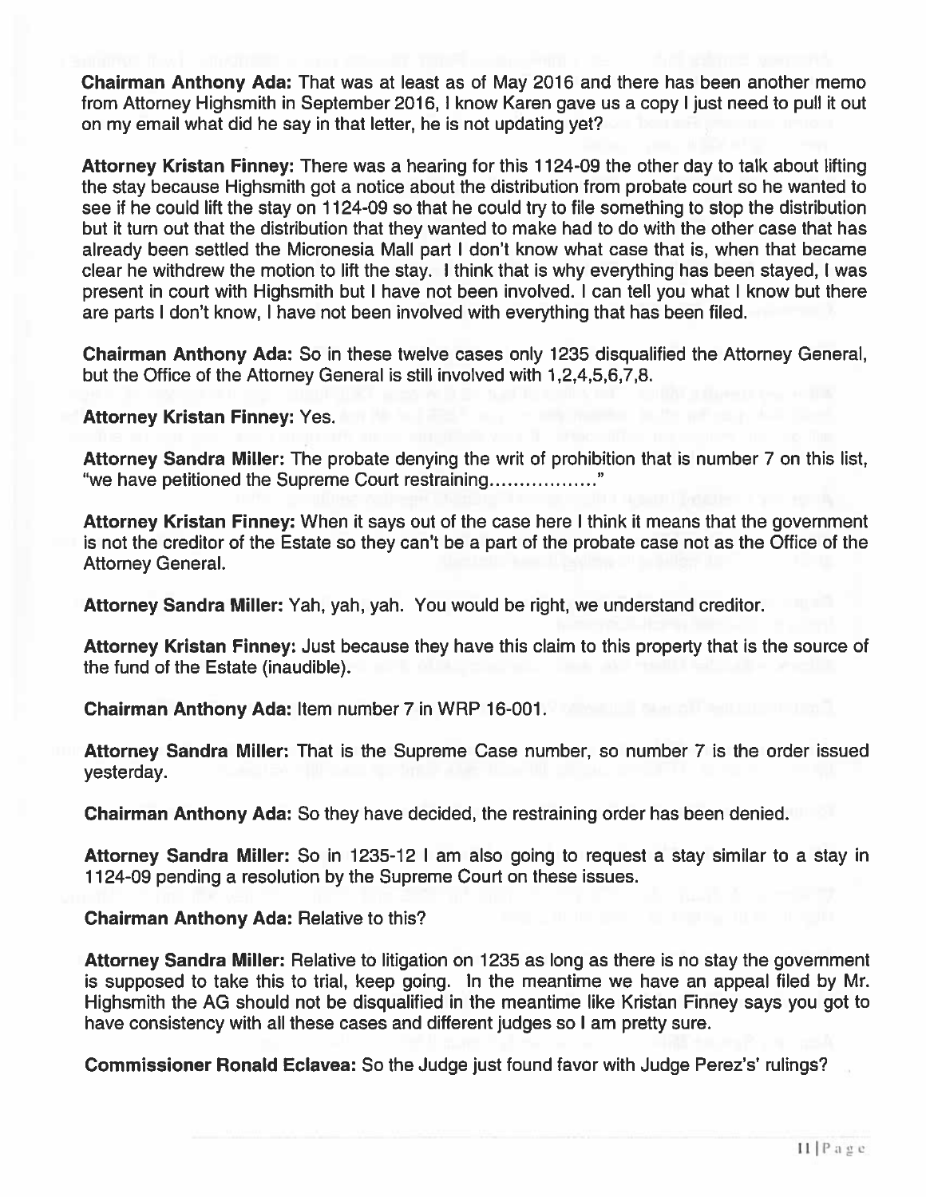**Chairman Anthony Ada:** That was at least as of May 2016 and there has been another memo from Attorney Highsmith in September 2016, I know Karen gave us a copy I just need to pull it out on my email what did he say in that letter, he is not updating yet?

**Attorney Kristan Finney:** There was a hearing for this 1124-09 the other day to talk about lifting the stay because Highsmith got a notice about the distribution from probate court so he wanted to see if he could lift the stay on 1124-09 so that he could try to file something to stop the distribution but it turn out that the distribution that they wanted to make had to do with the other case that has already been settled the Micronesia Mall part I don't know what case that is, when that became clear he withdrew the motion to lift the stay. I think that is why everything has been stayed, I was present in court with Highsmith but I have not been involved. I can tell you what I know but there are parts I don't know, I have not been involved with everything that has been filed.

**Chairman Anthony Ada:** So in these twelve cases only 1235 disqualified the Attorney General, but the Office of the Attorney General is still involved with 1,2,4,5,6,7,8.

**Attorney Kristan Finney:** Yes.

**Attorney Sandra Miller:** The probate denying the writ of prohibition that is number 7 on this list, "we have petitioned the Supreme Court restraining................."

**Attorney Kristan Finney:** When it says out of the case here I think it means that the government is not the creditor of the Estate so they can't be a part of the probate case not as the Office of the Attorney General.

**Attorney Sandra Miller:** Yah, yah, yah. You would be right, we understand creditor.

**Attorney Kristan Finney:** Just because they have this claim to this property that is the source of the fund of the Estate (inaudible).

**Chairman Anthony Ada:** Item number 7 in WRP 16-001.

**Attorney Sandra Miller:** That is the Supreme Case number, so number 7 is the order issued yesterday.

**Chairman Anthony Ada:** So they have decided, the restraining order has been denied.

**Attorney Sandra Miller:** So in 1235-12 I am also going to request a stay similar to a stay in 1124-09 pending a resolution by the Supreme Court on these issues.

**Chairman Anthony Ada:** Relative to this?

**Attorney Sandra Miller:** Relative to litigation on 1235 as long as there is no stay the government is supposed to take this to trial, keep going. In the meantime we have an appeal filed by Mr. Highsmith the AG should not be disqualified in the meantime like Kristan Finney says you got to have consistency with all these cases and different judges so I am pretty sure.

**Commissioner Ronald Eclavea:** So the Judge just found favor with Judge Perez's' rulings?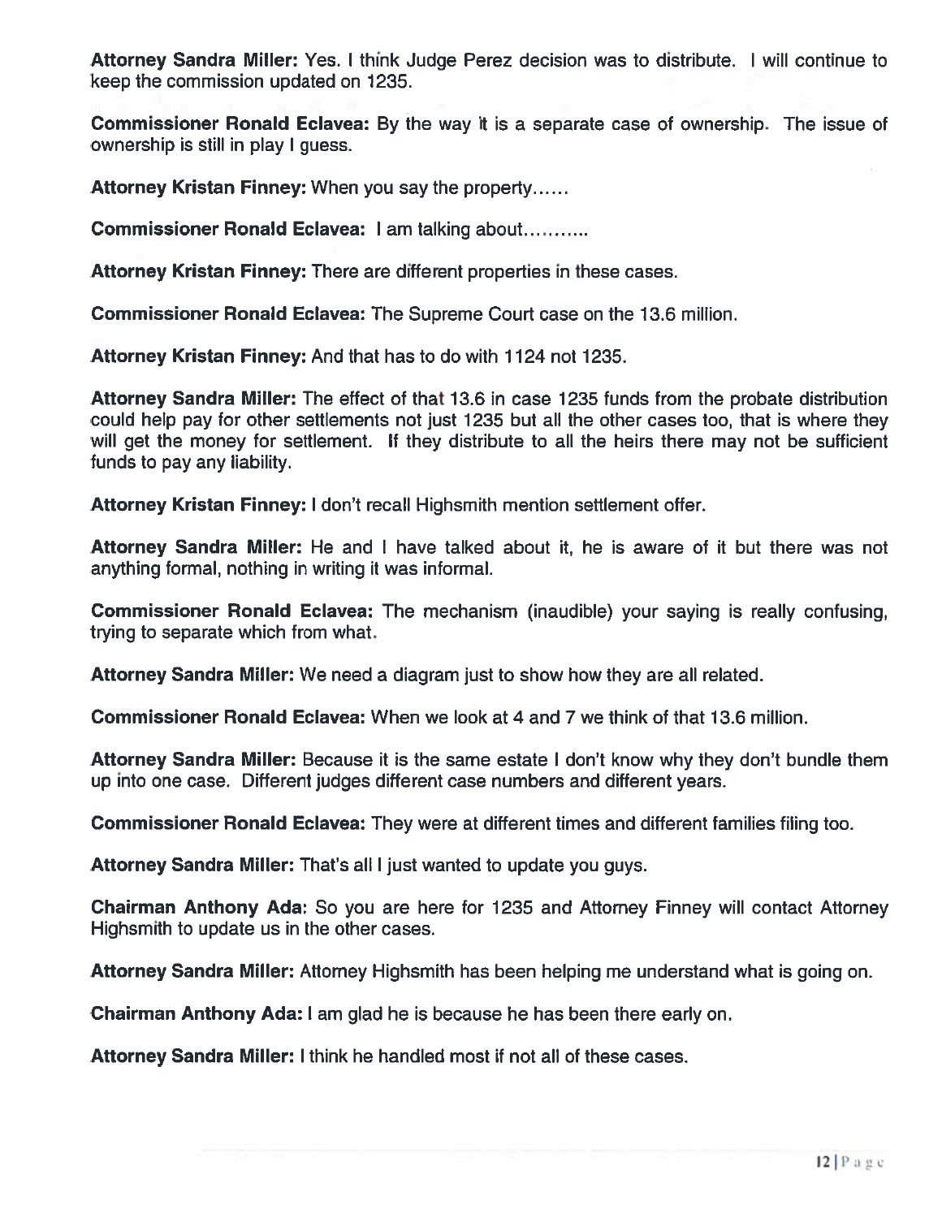**Attorney Sandra Miller:** Yes. I think Judge Perez decision was to distribute. I will continue to keep the commission updated on 1235.

**Commissioner Ronald Eclavea:** By the way it is a separate case of ownership. The issue of ownership is still in play I guess.

**Attorney Kristan Finney:** When you say the property……

**Commissioner Ronald Eclavea:** I am talking about………..

**Attorney Kristan Finney:** There are different properties in these cases.

**Commissioner Ronald Eclavea:** The Supreme Court case on the 13.6 million.

**Attorney Kristan Finney:** And that has to do with 1124 not 1235.

**Attorney Sandra Miller:** The effect of that 13.6 in case 1235 funds from the probate distribution could help pay for other settlements not just 1235 but all the other cases too, that is where they will get the money for settlement. If they distribute to all the heirs there may not be sufficient funds to pay any liability.

**Attorney Kristan Finney:** I don't recall Highsmith mention settlement offer.

**Attorney Sandra Miller:** He and I have talked about it, he is aware of it but there was not anything formal, nothing in writing it was informal.

**Commissioner Ronald Eclavea:** The mechanism (inaudible) your saying is really confusing, trying to separate which from what.

**Attorney Sandra Miller:** We need a diagram just to show how they are all related.

**Commissioner Ronald Eclavea:** When we look at 4 and 7 we think of that 13.6 million.

**Attorney Sandra Miller:** Because it is the same estate I don't know why they don't bundle them up into one case. Different judges different case numbers and different years.

**Commissioner Ronald Eclavea:** They were at different times and different families filing too.

**Attorney Sandra Miller:** That's all I just wanted to update you guys.

**Chairman Anthony Ada:** So you are here for 1235 and Attorney Finney will contact Attorney Highsmith to update us in the other cases.

**Attorney Sandra Miller:** Attorney Highsmith has been helping me understand what is going on.

**Chairman Anthony Ada:** I am glad he is because he has been there early on.

**Attorney Sandra Miller:** I think he handled most if not all of these cases.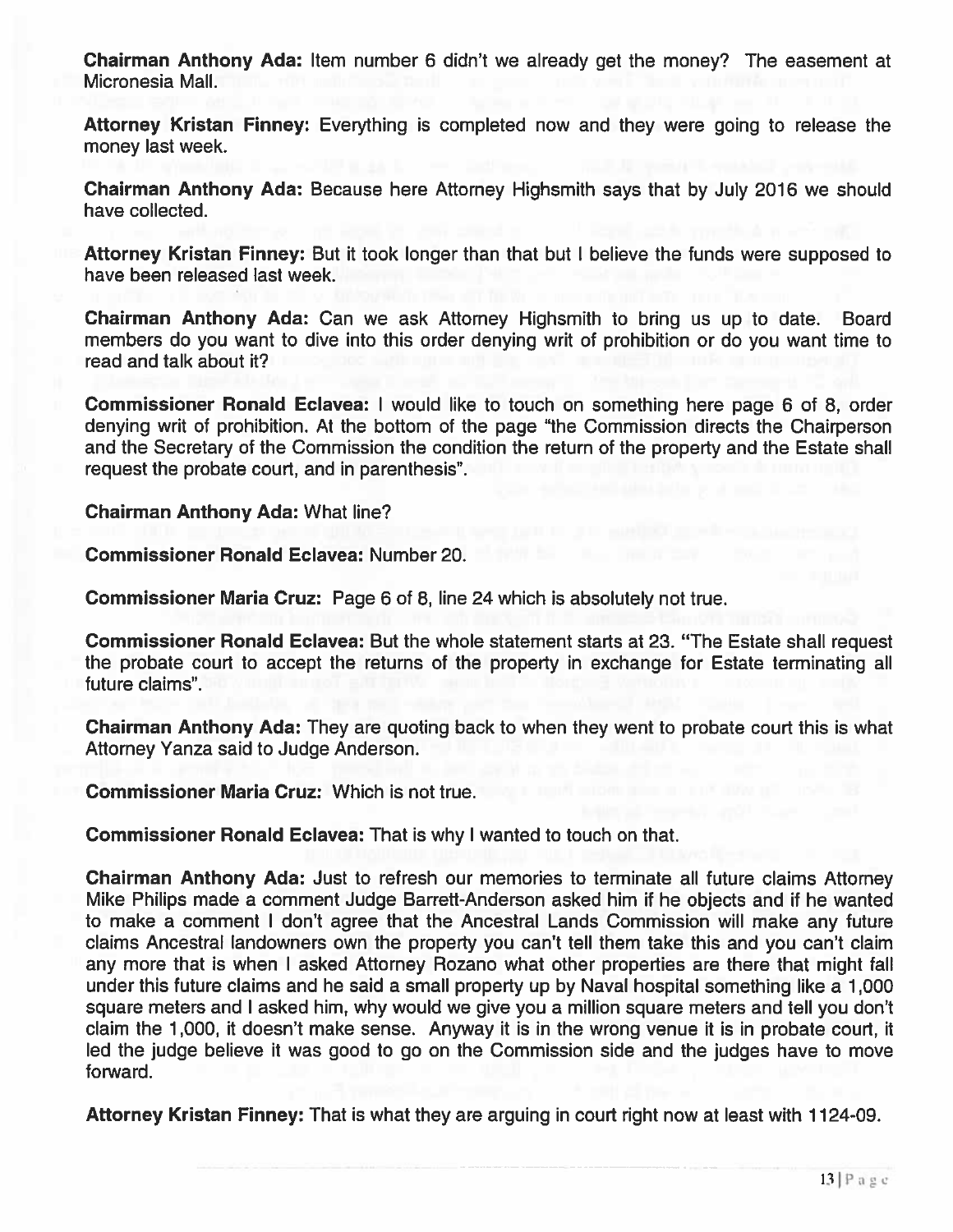**Chairman Anthony Ada:** Item number 6 didn't we already get the money? The easement at Micronesia Mall.

**Attorney Kristan Finney:** Everything is completed now and they were going to release the money last week.

**Chairman Anthony Ada:** Because here Attorney Highsmith says that by July 2016 we should have collected.

**Attorney Kristan Finney:** But it took longer than that but I believe the funds were supposed to have been released last week.

**Chairman Anthony Ada:** Can we ask Attorney Highsmith to bring us up to date. Board members do you want to dive into this order denying writ of prohibition or do you want time to read and talk about it?

**Commissioner Ronald Eclavea:** I would like to touch on something here page 6 of 8, order denying writ of prohibition. At the bottom of the page "the Commission directs the Chairperson and the Secretary of the Commission the condition the return of the property and the Estate shall request the probate court, and in parenthesis".

**Chairman Anthony Ada:** What line?

**Commissioner Ronald Eclavea:** Number 20.

**Commissioner Maria Cruz:** Page 6 of 8, line 24 which is absolutely not true.

**Commissioner Ronald Eclavea:** But the whole statement starts at 23. "The Estate shall request the probate court to accept the returns of the property in exchange for Estate terminating all future claims".

**Chairman Anthony Ada:** They are quoting back to when they went to probate court this is what Attorney Yanza said to Judge Anderson.

**Commissioner Maria Cruz:** Which is not true.

**Commissioner Ronald Eclavea:** That is why I wanted to touch on that.

**Chairman Anthony Ada:** Just to refresh our memories to terminate all future claims Attorney Mike Philips made a comment Judge Barrett-Anderson asked him if he objects and if he wanted to make a comment I don't agree that the Ancestral Lands Commission will make any future claims Ancestral landowners own the property you can't tell them take this and you can't claim any more that is when I asked Attorney Rozano what other properties are there that might fall under this future claims and he said a small property up by Naval hospital something like a 1,000 square meters and I asked him, why would we give you a million square meters and tell you don't claim the 1,000, it doesn't make sense. Anyway it is in the wrong venue it is in probate court, it led the judge believe it was good to go on the Commission side and the judges have to move forward.

**Attorney Kristan Finney:** That is what they are arguing in court right now at least with 1124-09.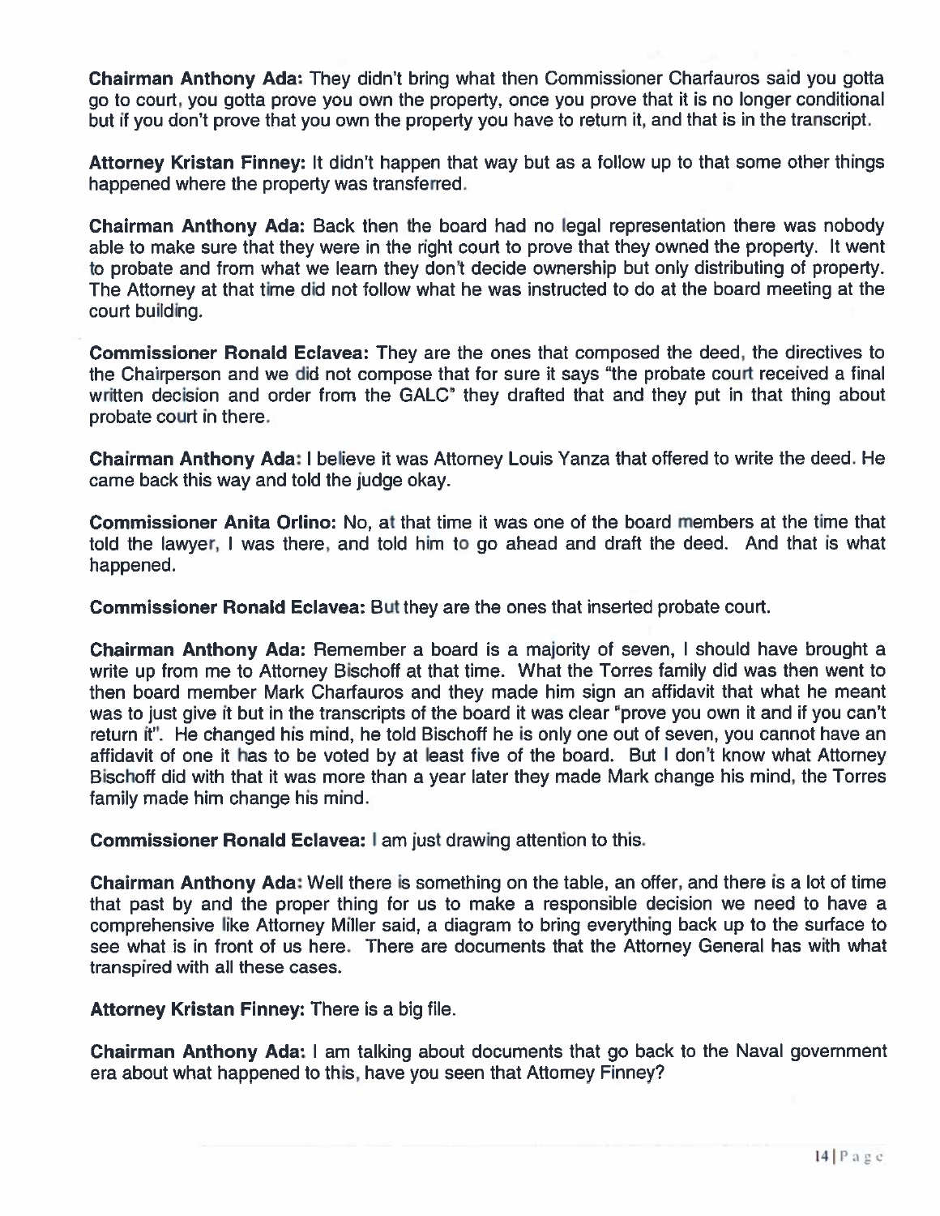**Chairman Anthony Ada:** They didn't bring what then Commissioner Charfauros said you gotta go to court, you gotta prove you own the property, once you prove that it is no longer conditional but if you don't prove that you own the property you have to return it, and that is in the transcript.

**Attorney Kristan Finney:** It didn't happen that way but as a follow up to that some other things happened where the property was transferred.

**Chairman Anthony Ada:** Back then the board had no legal representation there was nobody able to make sure that they were in the right court to prove that they owned the property. It went to probate and from what we learn they don't decide ownership but only distributing of property. The Attorney at that time did not follow what he was instructed to do at the board meeting at the court building.

**Commissioner Ronald Eclavea:** They are the ones that composed the deed, the directives to the Chairperson and we did not compose that for sure it says "the probate court received a final written decision and order from the GALC" they drafted that and they put in that thing about probate court in there.

**Chairman Anthony Ada:** I believe it was Attorney Louis Yanza that offered to write the deed. He came back this way and told the judge okay.

**Commissioner Anita Orlino:** No, at that time it was one of the board members at the time that told the lawyer, I was there, and told him to go ahead and draft the deed. And that is what happened.

**Commissioner Ronald Eclavea:** But they are the ones that inserted probate court.

**Chairman Anthony Ada:** Remember a board is a majority of seven, I should have brought a write up from me to Attorney Bischoff at that time. What the Torres family did was then went to then board member Mark Charfauros and they made him sign an affidavit that what he meant was to just give it but in the transcripts of the board it was clear "prove you own it and if you can't return it". He changed his mind, he told Bischoff he is only one out of seven, you cannot have an affidavit of one it has to be voted by at least five of the board. But I don't know what Attorney Bischoff did with that it was more than a year later they made Mark change his mind, the Torres family made him change his mind.

**Commissioner Ronald Eclavea:** I am just drawing attention to this.

**Chairman Anthony Ada:** Well there is something on the table, an offer, and there is a lot of time that past by and the proper thing for us to make a responsible decision we need to have a comprehensive like Attorney Miller said, a diagram to bring everything back up to the surface to see what is in front of us here. There are documents that the Attorney General has with what transpired with all these cases.

**Attorney Kristan Finney:** There is a big file.

**Chairman Anthony Ada:** I am talking about documents that go back to the Naval government era about what happened to this, have you seen that Attorney Finney?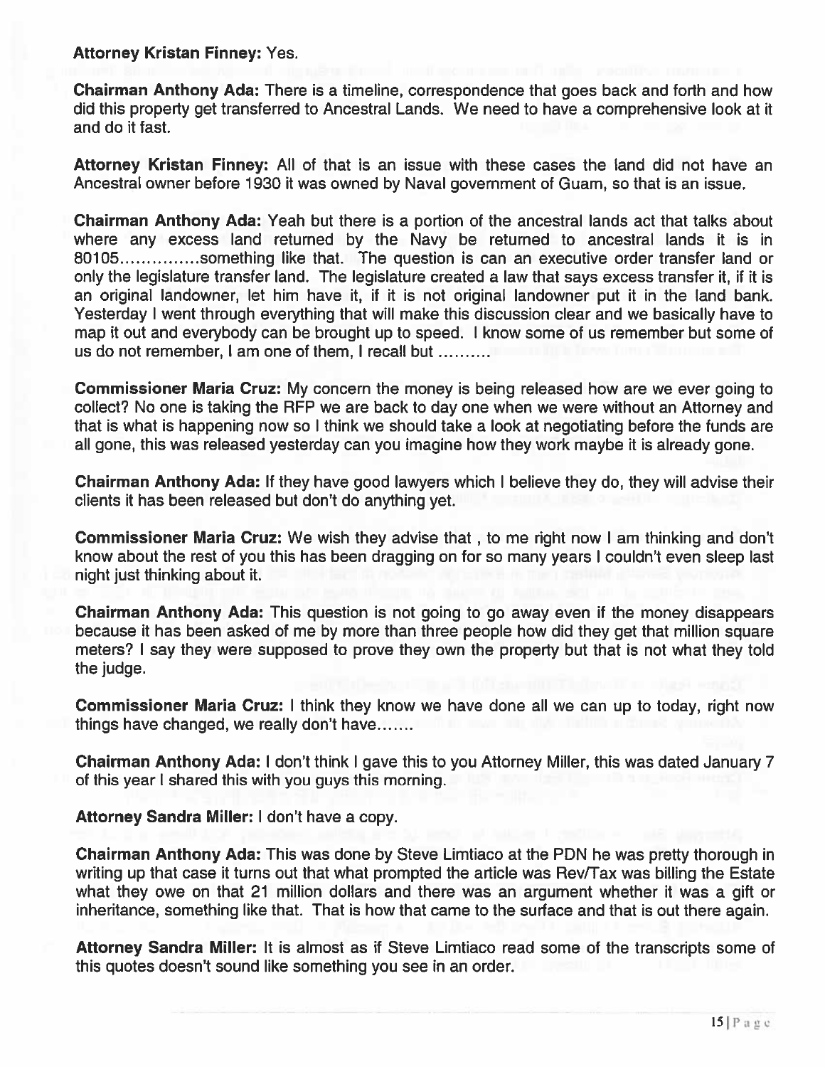**Attorney Kristan Finney:** Yes.

**Chairman Anthony Ada:** There is a timeline, correspondence that goes back and forth and how did this property get transferred to Ancestral Lands. We need to have a comprehensive look at it and do it fast.

**Attorney Kristan Finney:** All of that is an issue with these cases the land did not have an Ancestral owner before 1930 it was owned by Naval government of Guam, so that is an issue.

**Chairman Anthony Ada:** Yeah but there is a portion of the ancestral lands act that talks about where any excess land returned by the Navy be returned to ancestral lands it is in 80105...............something like that. The question is can an executive order transfer land or only the legislature transfer land. The legislature created a law that says excess transfer it, if it is an original landowner, let him have it, if it is not original landowner put it in the land bank. Yesterday I went through everything that will make this discussion clear and we basically have to map it out and everybody can be brought up to speed. I know some of us remember but some of us do not remember, I am one of them, I recall but ..........

**Commissioner Maria Cruz:** My concern the money is being released how are we ever going to collect? No one is taking the RFP we are back to day one when we were without an Attorney and that is what is happening now so I think we should take a look at negotiating before the funds are all gone, this was released yesterday can you imagine how they work maybe it is already gone.

**Chairman Anthony Ada:** If they have good lawyers which I believe they do, they will advise their clients it has been released but don't do anything yet.

**Commissioner Maria Cruz:** We wish they advise that , to me right now I am thinking and don't know about the rest of you this has been dragging on for so many years I couldn't even sleep last night just thinking about it.

**Chairman Anthony Ada:** This question is not going to go away even if the money disappears because it has been asked of me by more than three people how did they get that million square meters? I say they were supposed to prove they own the property but that is not what they told the judge.

**Commissioner Maria Cruz:** I think they know we have done all we can up to today, right now things have changed, we really don't have.......

**Chairman Anthony Ada:** I don't think I gave this to you Attorney Miller, this was dated January 7 of this year I shared this with you guys this morning.

**Attorney Sandra Miller:** I don't have a copy.

**Chairman Anthony Ada:** This was done by Steve Limtiaco at the PDN he was pretty thorough in writing up that case it turns out that what prompted the article was Rev/Tax was billing the Estate what they owe on that 21 million dollars and there was an argument whether it was a gift or inheritance, something like that. That is how that came to the surface and that is out there again.

**Attorney Sandra Miller:** It is almost as if Steve Limtiaco read some of the transcripts some of this quotes doesn't sound like something you see in an order.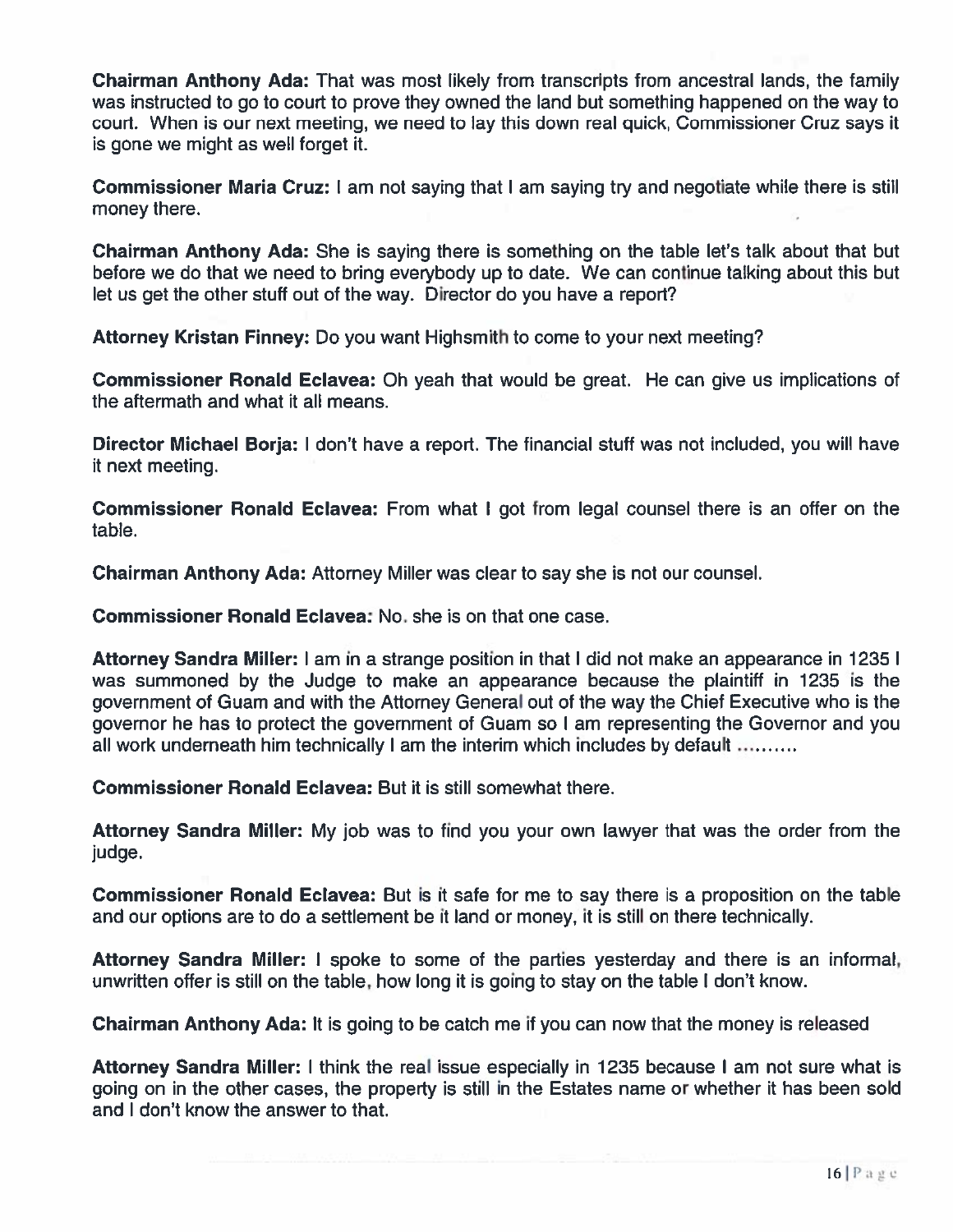**Chairman Anthony Ada:** That was most likely from transcripts from ancestral lands, the family was instructed to go to court to prove they owned the land but something happened on the way to court. When is our next meeting, we need to lay this down real quick, Commissioner Cruz says it is gone we might as well forget it.

**Commissioner Maria Cruz:** I am not saying that I am saying try and negotiate while there is still money there.

**Chairman Anthony Ada:** She is saying there is something on the table let's talk about that but before we do that we need to bring everybody up to date. We can continue talking about this but let us get the other stuff out of the way. Director do you have a report?

**Attorney Kristan Finney:** Do you want Highsmith to come to your next meeting?

**Commissioner Ronald Eclavea:** Oh yeah that would be great. He can give us implications of the aftermath and what it all means.

**Director Michael Borja:** I don't have a report. The financial stuff was not included, you will have it next meeting.

**Commissioner Ronald Eclavea:** From what I got from legal counsel there is an offer on the table.

**Chairman Anthony Ada:** Attorney Miller was clear to say she is not our counsel.

**Commissioner Ronald Eclavea:** No. she is on that one case.

**Attorney Sandra Miller:** I am in a strange position in that I did not make an appearance in 1235 I was summoned by the Judge to make an appearance because the plaintiff in 1235 is the government of Guam and with the Attorney General out of the way the Chief Executive who is the governor he has to protect the government of Guam so I am representing the Governor and you all work underneath him technically I am the interim which includes by default ..........

**Commissioner Ronald Eclavea:** But it is still somewhat there.

**Attorney Sandra Miller:** My job was to find you your own lawyer that was the order from the judge.

**Commissioner Ronald Eclavea:** But is it safe for me to say there is a proposition on the table and our options are to do a settlement be it land or money, it is still on there technically.

**Attorney Sandra Miller:** I spoke to some of the parties yesterday and there is an informal, unwritten offer is still on the table, how long it is going to stay on the table I don't know.

**Chairman Anthony Ada:** It is going to be catch me if you can now that the money is released

**Attorney Sandra Miller:** I think the real issue especially in 1235 because I am not sure what is going on in the other cases, the property is still in the Estates name or whether it has been sold and I don't know the answer to that.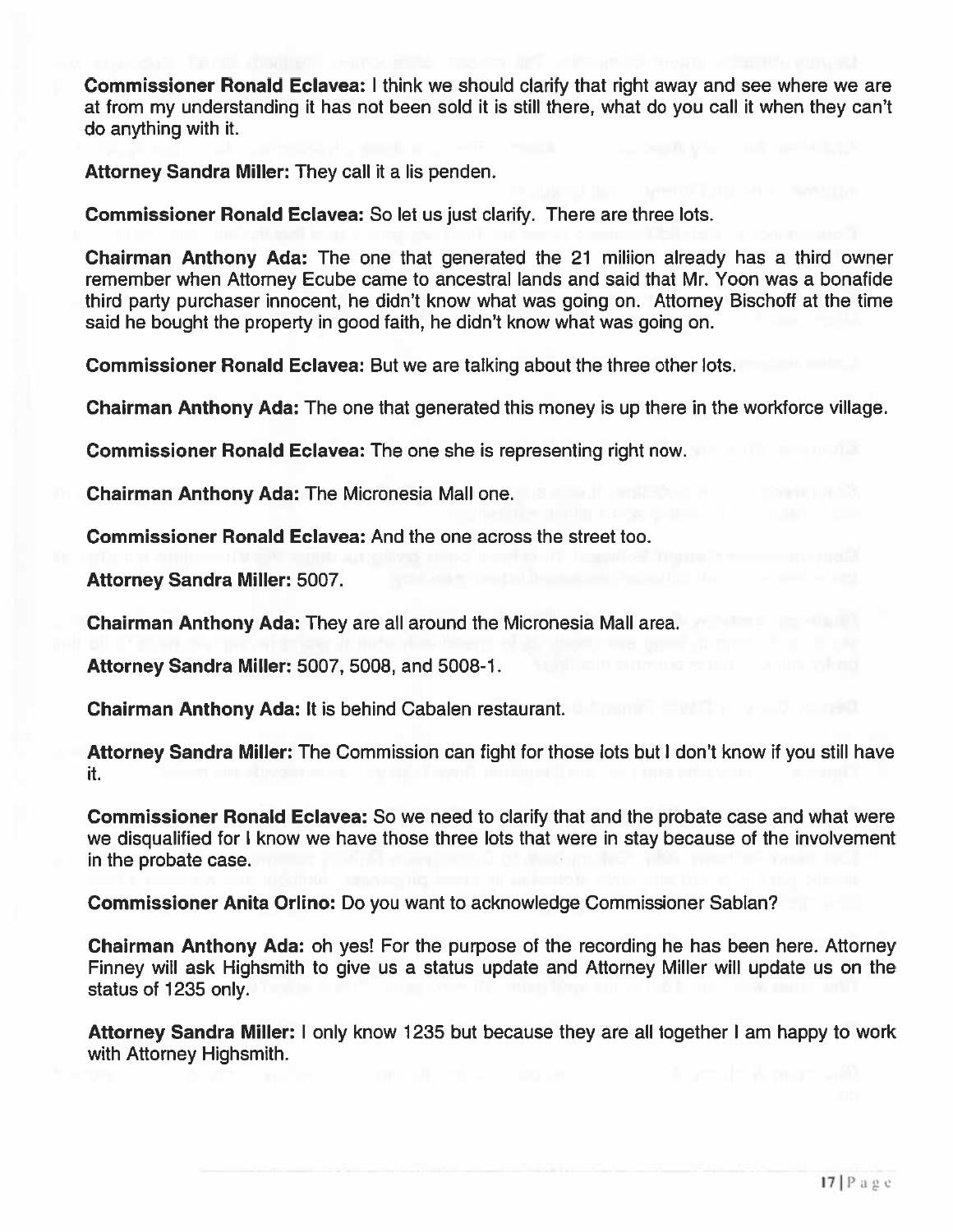**Commissioner Ronald Eclavea:** I think we should clarify that right away and see where we are at from my understanding it has not been sold it is still there, what do you call it when they can't do anything with it.

**Attorney Sandra Miller:** They call it a lis penden.

**Commissioner Ronald Eclavea:** So let us just clarify. There are three lots.

**Chairman Anthony Ada:** The one that generated the 21 million already has a third owner remember when Attorney Ecube came to ancestral lands and said that Mr. Yoon was a bonafide third party purchaser innocent, he didn't know what was going on. Attorney Bischoff at the time said he bought the property in good faith, he didn't know what was going on.

**Commissioner Ronald Eclavea:** But we are talking about the three other lots.

**Chairman Anthony Ada:** The one that generated this money is up there in the workforce village.

**Commissioner Ronald Eclavea:** The one she is representing right now.

**Chairman Anthony Ada:** The Micronesia Mall one.

**Commissioner Ronald Eclavea:** And the one across the street too.

**Attorney Sandra Miller:** 5007.

**Chairman Anthony Ada:** They are all around the Micronesia Mall area.

**Attorney Sandra Miller:** 5007, 5008, and 5008-1.

**Chairman Anthony Ada:** It is behind Cabalen restaurant.

**Attorney Sandra Miller:** The Commission can fight for those lots but I don't know if you still have it.

**Commissioner Ronald Eclavea:** So we need to clarify that and the probate case and what were we disqualified for I know we have those three lots that were in stay because of the involvement in the probate case.

**Commissioner Anita Orlino:** Do you want to acknowledge Commissioner Sablan?

**Chairman Anthony Ada:** oh yes! For the purpose of the recording he has been here. Attorney Finney will ask Highsmith to give us a status update and Attorney Miller will update us on the status of 1235 only.

**Attorney Sandra Miller:** I only know 1235 but because they are all together I am happy to work with Attorney Highsmith.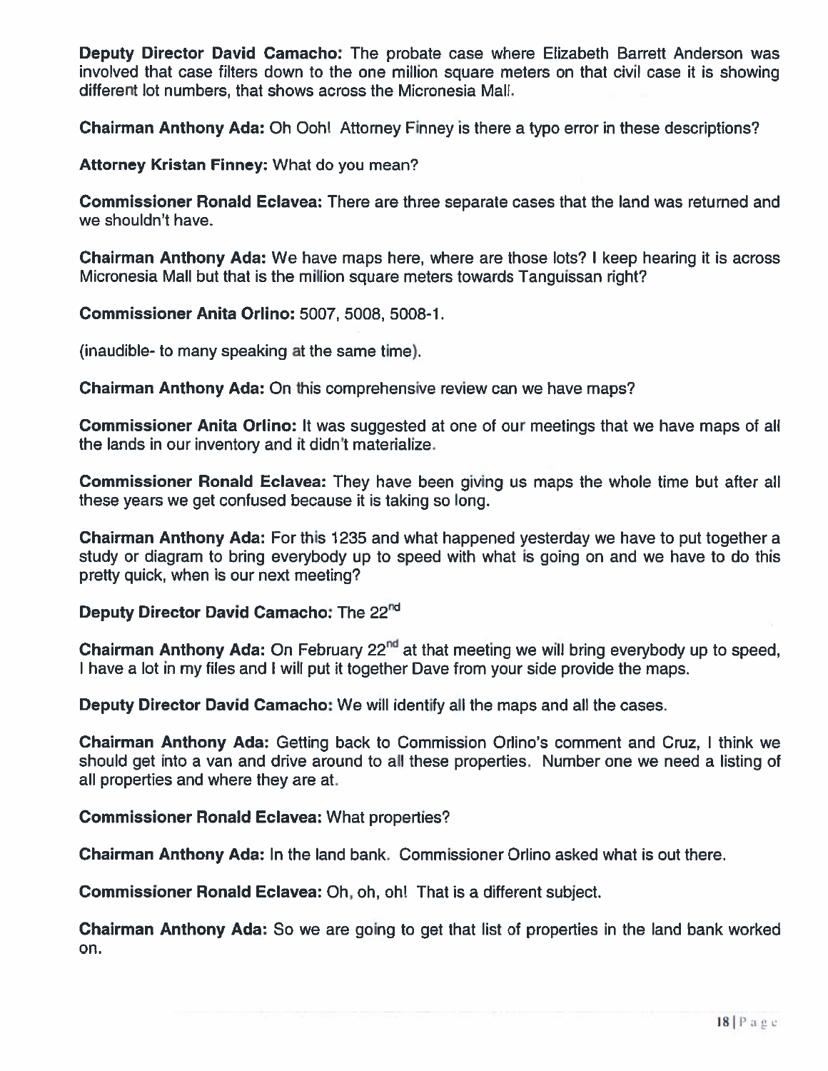**Deputy Director David Camacho:** The probate case where Elizabeth Barrett Anderson was involved that case filters down to the one million square meters on that civil case it is showing different lot numbers, that shows across the Micronesia Mall.

**Chairman Anthony Ada:** Oh Ooh! Attorney Finney is there a typo error in these descriptions?

**Attorney Kristan Finney:** What do you mean?

**Commissioner Ronald Eclavea:** There are three separate cases that the land was returned and we shouldn't have.

**Chairman Anthony Ada:** We have maps here, where are those lots? I keep hearing it is across Micronesia Mall but that is the million square meters towards Tanguissan right?

**Commissioner Anita Orlino:** 5007, 5008, 5008-1.

(inaudible- to many speaking at the same time).

**Chairman Anthony Ada:** On this comprehensive review can we have maps?

**Commissioner Anita Orlino:** It was suggested at one of our meetings that we have maps of all the lands in our inventory and it didn't materialize.

**Commissioner Ronald Eclavea:** They have been giving us maps the whole time but after all these years we get confused because it is taking so long.

**Chairman Anthony Ada:** For this 1235 and what happened yesterday we have to put together a study or diagram to bring everybody up to speed with what is going on and we have to do this pretty quick, when is our next meeting?

**Deputy Director David Camacho:** The 22nd

**Chairman Anthony Ada:** On February 22nd at that meeting we will bring everybody up to speed, I have a lot in my files and I will put it together Dave from your side provide the maps.

**Deputy Director David Camacho:** We will identify all the maps and all the cases.

**Chairman Anthony Ada:** Getting back to Commission Orlino's comment and Cruz, I think we should get into a van and drive around to all these properties. Number one we need a listing of all properties and where they are at.

**Commissioner Ronald Eclavea:** What properties?

**Chairman Anthony Ada:** In the land bank. Commissioner Orlino asked what is out there.

**Commissioner Ronald Eclavea:** Oh, oh, oh! That is a different subject.

**Chairman Anthony Ada:** So we are going to get that list of properties in the land bank worked on.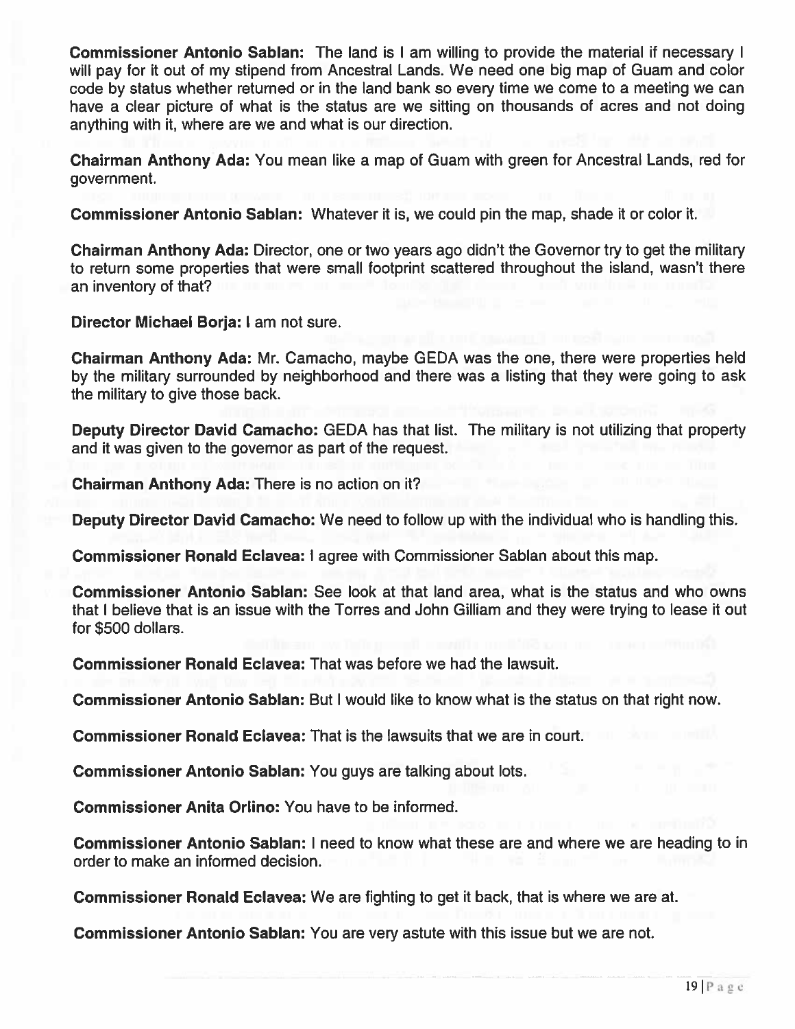**Commissioner Antonio Sablan:** The land is I am willing to provide the material if necessary I will pay for it out of my stipend from Ancestral Lands. We need one big map of Guam and color code by status whether returned or in the land bank so every time we come to a meeting we can have a clear picture of what is the status are we sitting on thousands of acres and not doing anything with it, where are we and what is our direction.

**Chairman Anthony Ada:** You mean like a map of Guam with green for Ancestral Lands, red for government.

**Commissioner Antonio Sablan:** Whatever it is, we could pin the map, shade it or color it.

**Chairman Anthony Ada:** Director, one or two years ago didn't the Governor try to get the military to return some properties that were small footprint scattered throughout the island, wasn't there an inventory of that?

**Director Michael Borja:** I am not sure.

**Chairman Anthony Ada:** Mr. Camacho, maybe GEDA was the one, there were properties held by the military surrounded by neighborhood and there was a listing that they were going to ask the military to give those back.

**Deputy Director David Camacho:** GEDA has that list. The military is not utilizing that property and it was given to the governor as part of the request.

**Chairman Anthony Ada:** There is no action on it?

**Deputy Director David Camacho:** We need to follow up with the individual who is handling this.

**Commissioner Ronald Eclavea:** I agree with Commissioner Sablan about this map.

**Commissioner Antonio Sablan:** See look at that land area, what is the status and who owns that I believe that is an issue with the Torres and John Gilliam and they were trying to lease it out for $500 dollars.

**Commissioner Ronald Eclavea:** That was before we had the lawsuit.

**Commissioner Antonio Sablan:** But I would like to know what is the status on that right now.

**Commissioner Ronald Eclavea:** That is the lawsuits that we are in court.

**Commissioner Antonio Sablan:** You guys are talking about lots.

**Commissioner Anita Orlino:** You have to be informed.

**Commissioner Antonio Sablan:** I need to know what these are and where we are heading to in order to make an informed decision.

**Commissioner Ronald Eclavea:** We are fighting to get it back, that is where we are at.

**Commissioner Antonio Sablan:** You are very astute with this issue but we are not.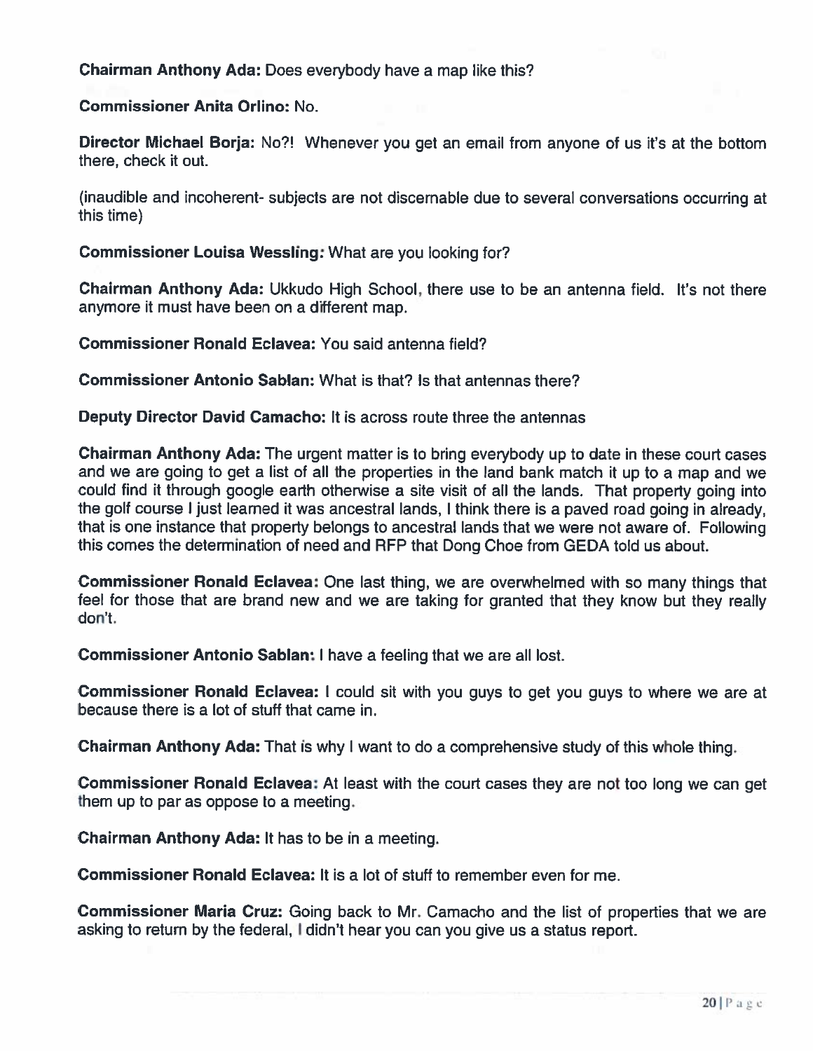**Chairman Anthony Ada:** Does everybody have a map like this?

**Commissioner Anita Orlino:** No.

**Director Michael Borja:** No?! Whenever you get an email from anyone of us it's at the bottom there, check it out.

(inaudible and incoherent- subjects are not discernable due to several conversations occurring at this time)

**Commissioner Louisa Wessling:** What are you looking for?

**Chairman Anthony Ada:** Ukkudo High School, there use to be an antenna field. It's not there anymore it must have been on a different map.

**Commissioner Ronald Eclavea:** You said antenna field?

**Commissioner Antonio Sablan:** What is that? Is that antennas there?

**Deputy Director David Camacho:** It is across route three the antennas

**Chairman Anthony Ada:** The urgent matter is to bring everybody up to date in these court cases and we are going to get a list of all the properties in the land bank match it up to a map and we could find it through google earth otherwise a site visit of all the lands. That property going into the golf course I just learned it was ancestral lands, I think there is a paved road going in already, that is one instance that property belongs to ancestral lands that we were not aware of. Following this comes the determination of need and RFP that Dong Choe from GEDA told us about.

**Commissioner Ronald Eclavea:** One last thing, we are overwhelmed with so many things that feel for those that are brand new and we are taking for granted that they know but they really don't.

**Commissioner Antonio Sablan:** I have a feeling that we are all lost.

**Commissioner Ronald Eclavea:** I could sit with you guys to get you guys to where we are at because there is a lot of stuff that came in.

**Chairman Anthony Ada:** That is why I want to do a comprehensive study of this whole thing.

**Commissioner Ronald Eclavea:** At least with the court cases they are not too long we can get them up to par as oppose to a meeting.

**Chairman Anthony Ada:** It has to be in a meeting.

**Commissioner Ronald Eclavea:** It is a lot of stuff to remember even for me.

**Commissioner Maria Cruz:** Going back to Mr. Camacho and the list of properties that we are asking to return by the federal, I didn't hear you can you give us a status report.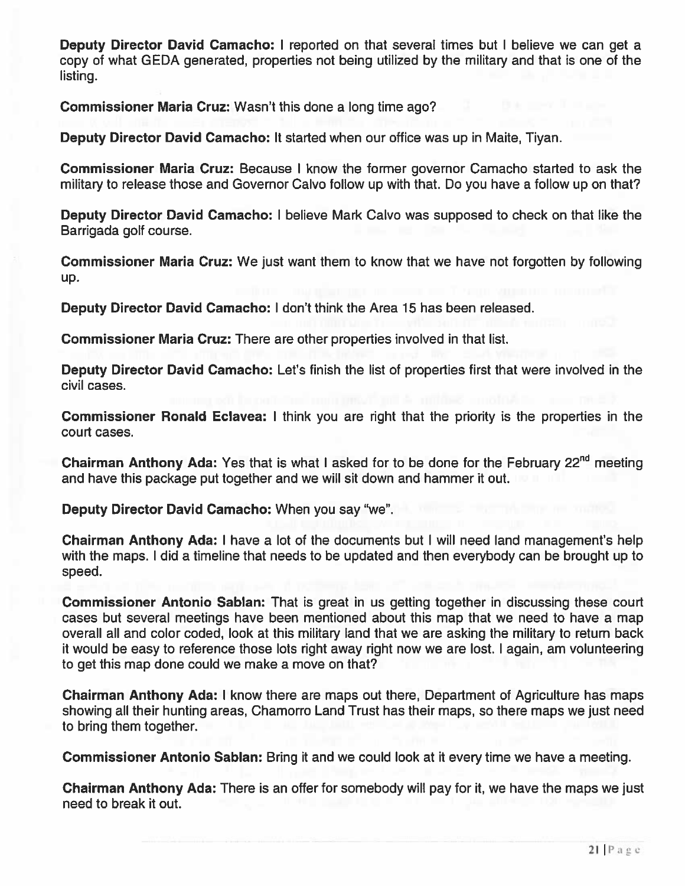**Deputy Director David Camacho:** I reported on that several times but I believe we can get a copy of what GEDA generated, properties not being utilized by the military and that is one of the listing.

**Commissioner Maria Cruz:** Wasn't this done a long time ago?

**Deputy Director David Camacho:** It started when our office was up in Maite, Tiyan.

**Commissioner Maria Cruz:** Because I know the former governor Camacho started to ask the military to release those and Governor Calvo follow up with that. Do you have a follow up on that?

**Deputy Director David Camacho:** I believe Mark Calvo was supposed to check on that like the Barrigada golf course.

**Commissioner Maria Cruz:** We just want them to know that we have not forgotten by following up.

**Deputy Director David Camacho:** I don't think the Area 15 has been released.

**Commissioner Maria Cruz:** There are other properties involved in that list.

**Deputy Director David Camacho:** Let's finish the list of properties first that were involved in the civil cases.

**Commissioner Ronald Eclavea:** I think you are right that the priority is the properties in the court cases.

**Chairman Anthony Ada:** Yes that is what I asked for to be done for the February 22[nd] meeting and have this package put together and we will sit down and hammer it out.

**Deputy Director David Camacho:** When you say "we".

**Chairman Anthony Ada:** I have a lot of the documents but I will need land management's help with the maps. I did a timeline that needs to be updated and then everybody can be brought up to speed.

**Commissioner Antonio Sablan:** That is great in us getting together in discussing these court cases but several meetings have been mentioned about this map that we need to have a map overall all and color coded, look at this military land that we are asking the military to return back it would be easy to reference those lots right away right now we are lost. I again, am volunteering to get this map done could we make a move on that?

**Chairman Anthony Ada:** I know there are maps out there, Department of Agriculture has maps showing all their hunting areas, Chamorro Land Trust has their maps, so there maps we just need to bring them together.

**Commissioner Antonio Sablan:** Bring it and we could look at it every time we have a meeting.

**Chairman Anthony Ada:** There is an offer for somebody will pay for it, we have the maps we just need to break it out.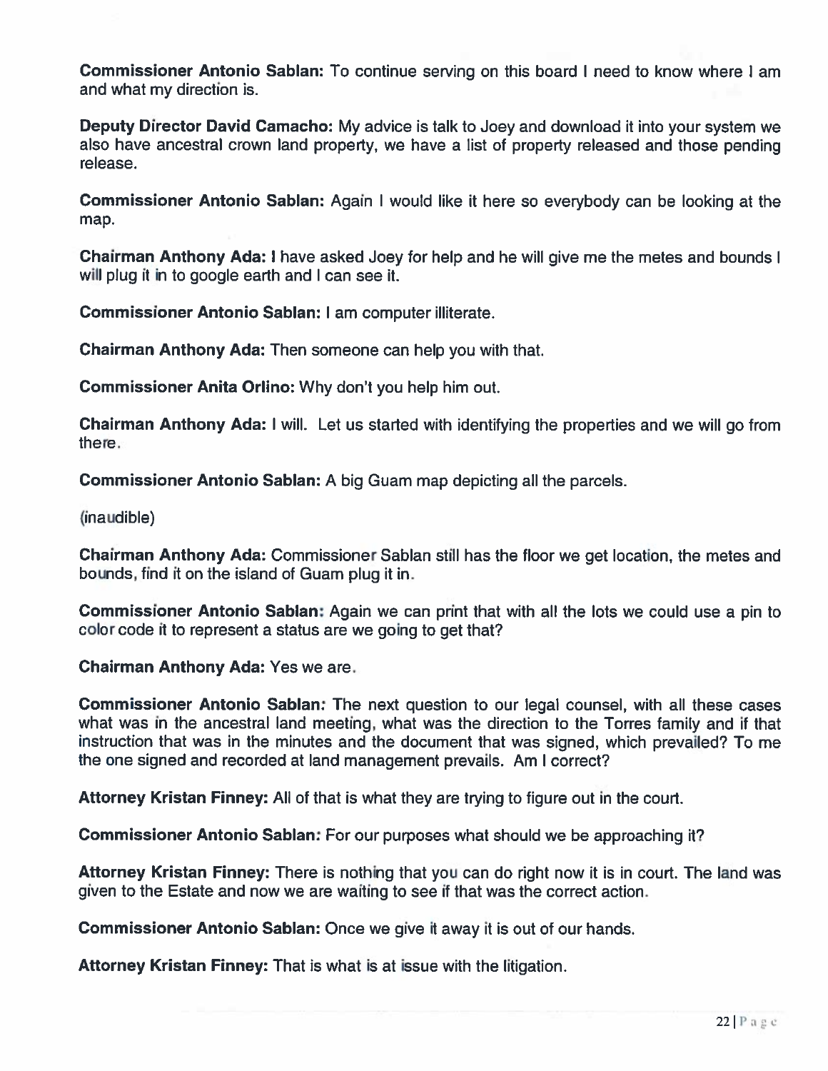**Commissioner Antonio Sablan:** To continue serving on this board I need to know where I am and what my direction is.

**Deputy Director David Camacho:** My advice is talk to Joey and download it into your system we also have ancestral crown land property, we have a list of property released and those pending release.

**Commissioner Antonio Sablan:** Again I would like it here so everybody can be looking at the map.

**Chairman Anthony Ada:** I have asked Joey for help and he will give me the metes and bounds I will plug it in to google earth and I can see it.

**Commissioner Antonio Sablan:** I am computer illiterate.

**Chairman Anthony Ada:** Then someone can help you with that.

**Commissioner Anita Orlino:** Why don't you help him out.

**Chairman Anthony Ada:** I will. Let us started with identifying the properties and we will go from there.

**Commissioner Antonio Sablan:** A big Guam map depicting all the parcels.

(inaudible)

**Chairman Anthony Ada:** Commissioner Sablan still has the floor we get location, the metes and bounds, find it on the island of Guam plug it in.

**Commissioner Antonio Sablan:** Again we can print that with all the lots we could use a pin to color code it to represent a status are we going to get that?

**Chairman Anthony Ada:** Yes we are.

**Commissioner Antonio Sablan:** The next question to our legal counsel, with all these cases what was in the ancestral land meeting, what was the direction to the Torres family and if that instruction that was in the minutes and the document that was signed, which prevailed? To me the one signed and recorded at land management prevails. Am I correct?

**Attorney Kristan Finney:** All of that is what they are trying to figure out in the court.

**Commissioner Antonio Sablan:** For our purposes what should we be approaching it?

**Attorney Kristan Finney:** There is nothing that you can do right now it is in court. The land was given to the Estate and now we are waiting to see if that was the correct action.

**Commissioner Antonio Sablan:** Once we give it away it is out of our hands.

**Attorney Kristan Finney:** That is what is at issue with the litigation.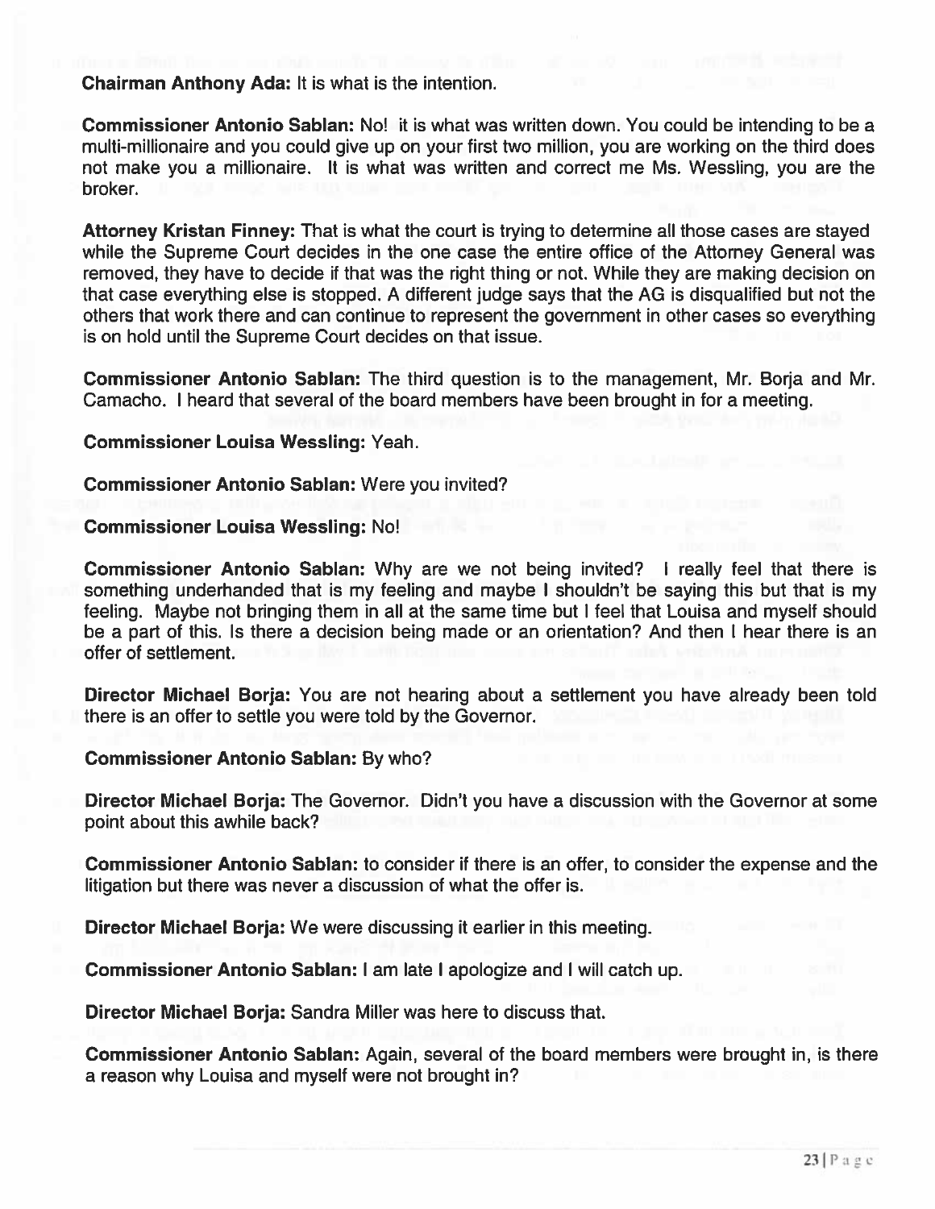**Chairman Anthony Ada:** It is what is the intention.

**Commissioner Antonio Sablan:** No! it is what was written down. You could be intending to be a multi-millionaire and you could give up on your first two million, you are working on the third does not make you a millionaire. It is what was written and correct me Ms. Wessling, you are the broker.

**Attorney Kristan Finney:** That is what the court is trying to determine all those cases are stayed while the Supreme Court decides in the one case the entire office of the Attorney General was removed, they have to decide if that was the right thing or not. While they are making decision on that case everything else is stopped. A different judge says that the AG is disqualified but not the others that work there and can continue to represent the government in other cases so everything is on hold until the Supreme Court decides on that issue.

**Commissioner Antonio Sablan:** The third question is to the management, Mr. Borja and Mr. Camacho. I heard that several of the board members have been brought in for a meeting.

**Commissioner Louisa Wessling:** Yeah.

**Commissioner Antonio Sablan:** Were you invited?

**Commissioner Louisa Wessling:** No!

**Commissioner Antonio Sablan:** Why are we not being invited? I really feel that there is something underhanded that is my feeling and maybe I shouldn't be saying this but that is my feeling. Maybe not bringing them in all at the same time but I feel that Louisa and myself should be a part of this. Is there a decision being made or an orientation? And then I hear there is an offer of settlement.

**Director Michael Borja:** You are not hearing about a settlement you have already been told there is an offer to settle you were told by the Governor.

**Commissioner Antonio Sablan:** By who?

**Director Michael Borja:** The Governor. Didn't you have a discussion with the Governor at some point about this awhile back?

**Commissioner Antonio Sablan:** to consider if there is an offer, to consider the expense and the litigation but there was never a discussion of what the offer is.

**Director Michael Borja:** We were discussing it earlier in this meeting.

**Commissioner Antonio Sablan:** I am late I apologize and I will catch up.

**Director Michael Borja:** Sandra Miller was here to discuss that.

**Commissioner Antonio Sablan:** Again, several of the board members were brought in, is there a reason why Louisa and myself were not brought in?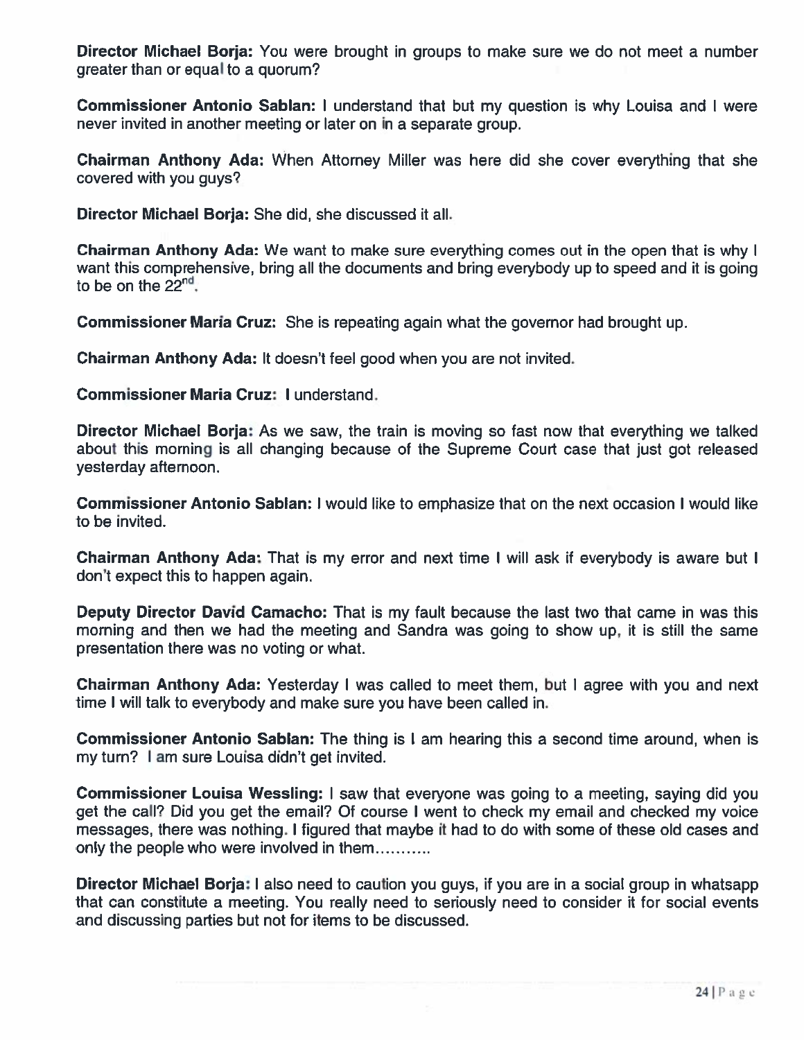**Director Michael Borja:** You were brought in groups to make sure we do not meet a number greater than or equal to a quorum?

**Commissioner Antonio Sablan:** I understand that but my question is why Louisa and I were never invited in another meeting or later on in a separate group.

**Chairman Anthony Ada:** When Attorney Miller was here did she cover everything that she covered with you guys?

**Director Michael Borja:** She did, she discussed it all.

**Chairman Anthony Ada:** We want to make sure everything comes out in the open that is why I want this comprehensive, bring all the documents and bring everybody up to speed and it is going to be on the 22nd.

**Commissioner Maria Cruz:** She is repeating again what the governor had brought up.

**Chairman Anthony Ada:** It doesn't feel good when you are not invited.

**Commissioner Maria Cruz:** I understand.

**Director Michael Borja:** As we saw, the train is moving so fast now that everything we talked about this morning is all changing because of the Supreme Court case that just got released yesterday afternoon.

**Commissioner Antonio Sablan:** I would like to emphasize that on the next occasion I would like to be invited.

**Chairman Anthony Ada:** That is my error and next time I will ask if everybody is aware but I don't expect this to happen again.

**Deputy Director David Camacho:** That is my fault because the last two that came in was this morning and then we had the meeting and Sandra was going to show up, it is still the same presentation there was no voting or what.

**Chairman Anthony Ada:** Yesterday I was called to meet them, but I agree with you and next time I will talk to everybody and make sure you have been called in.

**Commissioner Antonio Sablan:** The thing is I am hearing this a second time around, when is my turn? I am sure Louisa didn't get invited.

**Commissioner Louisa Wessling:** I saw that everyone was going to a meeting, saying did you get the call? Did you get the email? Of course I went to check my email and checked my voice messages, there was nothing. I figured that maybe it had to do with some of these old cases and only the people who were involved in them...........

**Director Michael Borja:** I also need to caution you guys, if you are in a social group in whatsapp that can constitute a meeting. You really need to seriously need to consider it for social events and discussing parties but not for items to be discussed.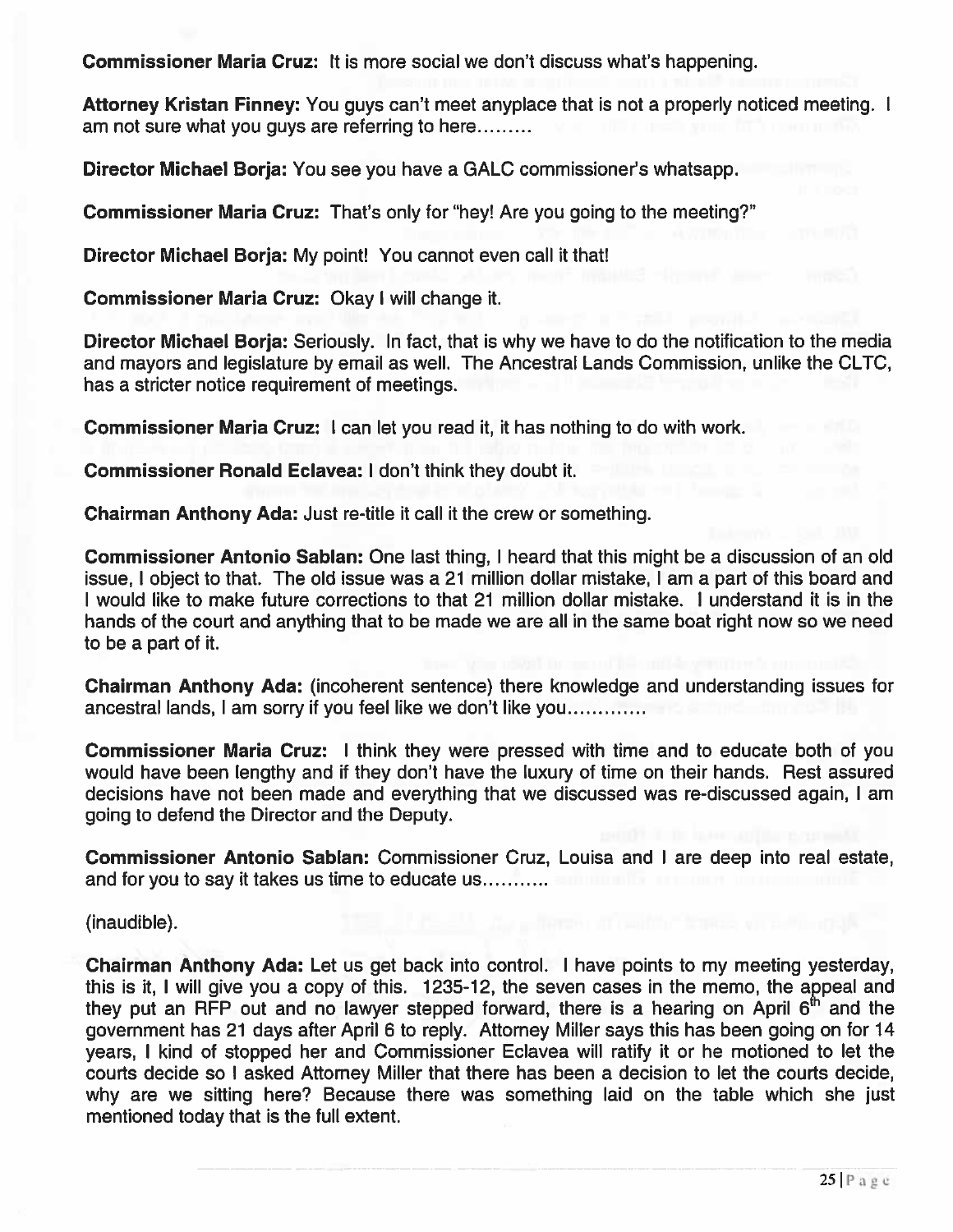**Commissioner Maria Cruz:** It is more social we don't discuss what's happening.

**Attorney Kristan Finney:** You guys can't meet anyplace that is not a properly noticed meeting. I am not sure what you guys are referring to here.........

**Director Michael Borja:** You see you have a GALC commissioner's whatsapp.

**Commissioner Maria Cruz:** That's only for "hey! Are you going to the meeting?"

**Director Michael Borja:** My point! You cannot even call it that!

**Commissioner Maria Cruz:** Okay I will change it.

**Director Michael Borja:** Seriously. In fact, that is why we have to do the notification to the media and mayors and legislature by email as well. The Ancestral Lands Commission, unlike the CLTC, has a stricter notice requirement of meetings.

**Commissioner Maria Cruz:** I can let you read it, it has nothing to do with work.

**Commissioner Ronald Eclavea:** I don't think they doubt it.

**Chairman Anthony Ada:** Just re-title it call it the crew or something.

**Commissioner Antonio Sablan:** One last thing, I heard that this might be a discussion of an old issue, I object to that. The old issue was a 21 million dollar mistake, I am a part of this board and I would like to make future corrections to that 21 million dollar mistake. I understand it is in the hands of the court and anything that to be made we are all in the same boat right now so we need to be a part of it.

**Chairman Anthony Ada:** (incoherent sentence) there knowledge and understanding issues for ancestral lands, I am sorry if you feel like we don't like you.............

**Commissioner Maria Cruz:** I think they were pressed with time and to educate both of you would have been lengthy and if they don't have the luxury of time on their hands. Rest assured decisions have not been made and everything that we discussed was re-discussed again, I am going to defend the Director and the Deputy.

**Commissioner Antonio Sablan:** Commissioner Cruz, Louisa and I are deep into real estate, and for you to say it takes us time to educate us...........

(inaudible).

**Chairman Anthony Ada:** Let us get back into control. I have points to my meeting yesterday, this is it, I will give you a copy of this. 1235-12, the seven cases in the memo, the appeal and they put an RFP out and no lawyer stepped forward, there is a hearing on April 6th and the government has 21 days after April 6 to reply. Attorney Miller says this has been going on for 14 years, I kind of stopped her and Commissioner Eclavea will ratify it or he motioned to let the courts decide so I asked Attorney Miller that there has been a decision to let the courts decide, why are we sitting here? Because there was something laid on the table which she just mentioned today that is the full extent.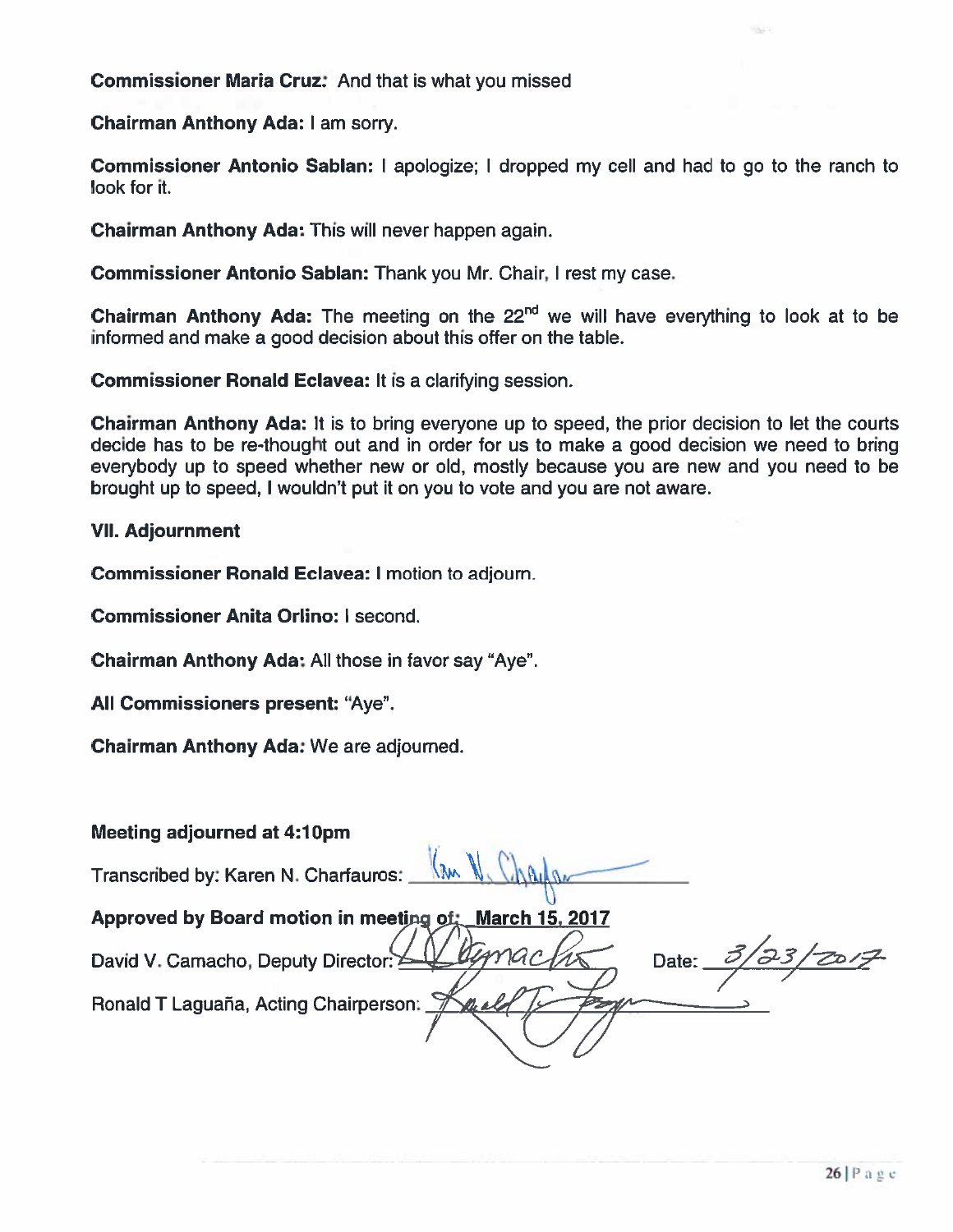**Commissioner Maria Cruz:** And that is what you missed

**Chairman Anthony Ada:** I am sorry.

**Commissioner Antonio Sablan:** I apologize; I dropped my cell and had to go to the ranch to look for it.

**Chairman Anthony Ada:** This will never happen again.

**Commissioner Antonio Sablan:** Thank you Mr. Chair, I rest my case.

**Chairman Anthony Ada:** The meeting on the 22nd we will have everything to look at to be informed and make a good decision about this offer on the table.

**Commissioner Ronald Eclavea:** It is a clarifying session.

**Chairman Anthony Ada:** It is to bring everyone up to speed, the prior decision to let the courts decide has to be re-thought out and in order for us to make a good decision we need to bring everybody up to speed whether new or old, mostly because you are new and you need to be brought up to speed, I wouldn't put it on you to vote and you are not aware.

**VII. Adjournment**

**Commissioner Ronald Eclavea:** I motion to adjourn.

**Commissioner Anita Orlino:** I second.

**Chairman Anthony Ada:** All those in favor say "Aye".

**All Commissioners present:** "Aye".

**Chairman Anthony Ada:** We are adjourned.

**Meeting adjourned at 4:10pm**

Transcribed by: Karen N. Charfauros: ______________________

**Approved by Board motion in meeting of: March 15, 2017**

David V. Camacho, Deputy Director: ______________________ Date: 3/23/2017

Ronald T Laguaña, Acting Chairperson: ______________________